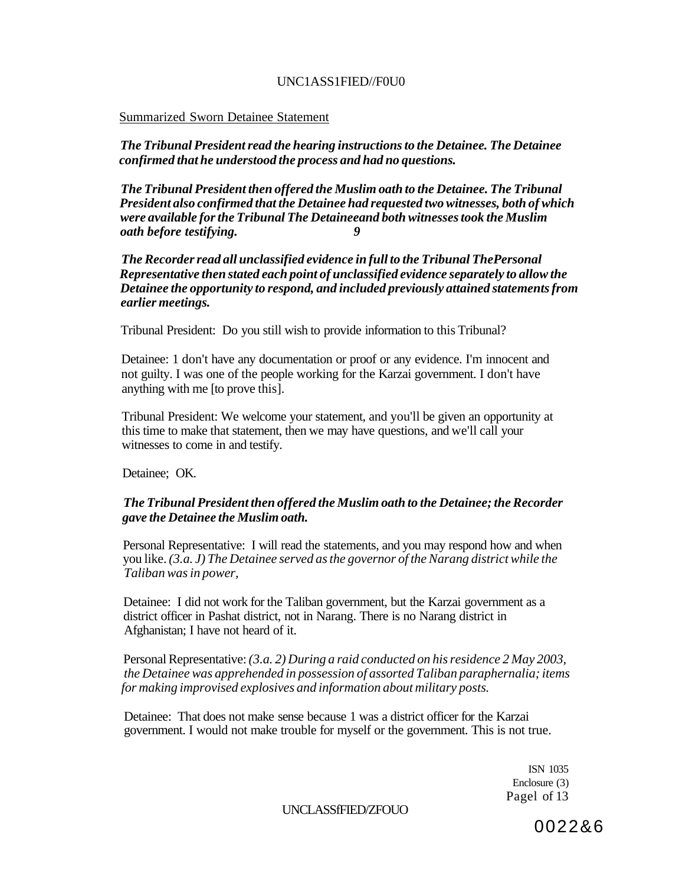Summarized Sworn Detainee Statement

***The Tribunal President read the hearing instructions to the Detainee. The Detainee confirmed that he understood the process and had no questions.***

***The Tribunal President then offered the Muslim oath to the Detainee. The Tribunal President also confirmed that the Detainee had requested two witnesses, both of which were available for the Tribunal The Detaineeand both witnesses took the Muslim oath before testifying. 9***

***The Recorder read all unclassified evidence in full to the Tribunal ThePersonal Representative then stated each point of unclassified evidence separately to allow the Detainee the opportunity to respond, and included previously attained statements from earlier meetings.***

Tribunal President: Do you still wish to provide information to this Tribunal?

Detainee: 1 don't have any documentation or proof or any evidence. I'm innocent and not guilty. I was one of the people working for the Karzai government. I don't have anything with me [to prove this].

Tribunal President: We welcome your statement, and you'll be given an opportunity at this time to make that statement, then we may have questions, and we'll call your witnesses to come in and testify.

Detainee; OK.

***The Tribunal President then offered the Muslim oath to the Detainee; the Recorder gave the Detainee the Muslim oath.***

Personal Representative: I will read the statements, and you may respond how and when you like. *(3.a. J) The Detainee served as the governor of the Narang district while the Taliban was in power,*

Detainee: I did not work for the Taliban government, but the Karzai government as a district officer in Pashat district, not in Narang. There is no Narang district in Afghanistan; I have not heard of it.

Personal Representative: *(3.a. 2) During a raid conducted on his residence 2 May 2003, the Detainee was apprehended in possession of assorted Taliban paraphernalia; items for making improvised explosives and information about military posts.*

Detainee: That does not make sense because 1 was a district officer for the Karzai government. I would not make trouble for myself or the government. This is not true.

ISN 1035
Enclosure (3)

0022&6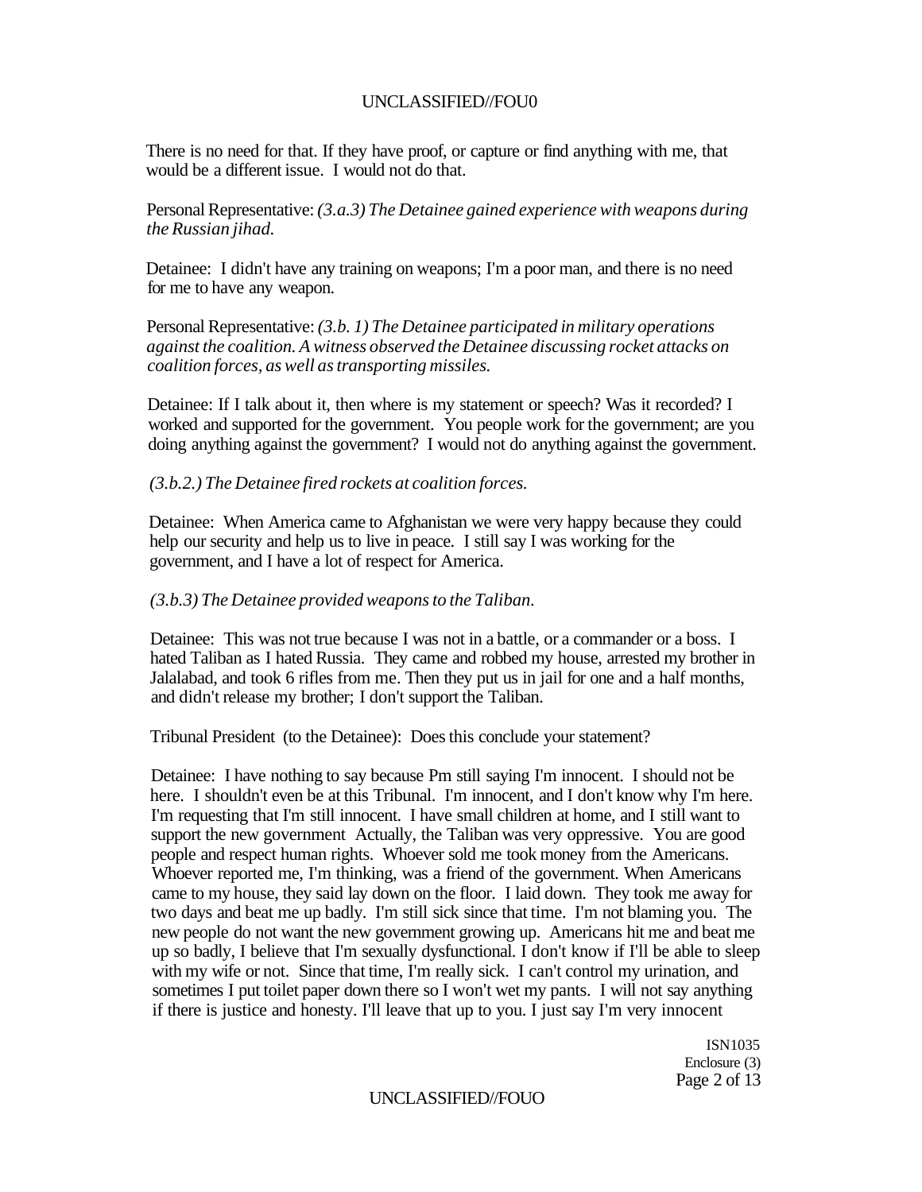There is no need for that. If they have proof, or capture or find anything with me, that would be a different issue. I would not do that.

Personal Representative: *(3.a.3) The Detainee gained experience with weapons during the Russian jihad.*

Detainee: I didn't have any training on weapons; I'm a poor man, and there is no need for me to have any weapon.

Personal Representative: *(3.b. 1) The Detainee participated in military operations against the coalition. A witness observed the Detainee discussing rocket attacks on coalition forces, as well as transporting missiles.*

Detainee: If I talk about it, then where is my statement or speech? Was it recorded? I worked and supported for the government. You people work for the government; are you doing anything against the government? I would not do anything against the government.

*(3.b.2.) The Detainee fired rockets at coalition forces.*

Detainee: When America came to Afghanistan we were very happy because they could help our security and help us to live in peace. I still say I was working for the government, and I have a lot of respect for America.

*(3.b.3) The Detainee provided weapons to the Taliban.*

Detainee: This was not true because I was not in a battle, or a commander or a boss. I hated Taliban as I hated Russia. They came and robbed my house, arrested my brother in Jalalabad, and took 6 rifles from me. Then they put us in jail for one and a half months, and didn't release my brother; I don't support the Taliban.

Tribunal President (to the Detainee): Does this conclude your statement?

Detainee: I have nothing to say because Pm still saying I'm innocent. I should not be here. I shouldn't even be at this Tribunal. I'm innocent, and I don't know why I'm here. I'm requesting that I'm still innocent. I have small children at home, and I still want to support the new government Actually, the Taliban was very oppressive. You are good people and respect human rights. Whoever sold me took money from the Americans. Whoever reported me, I'm thinking, was a friend of the government. When Americans came to my house, they said lay down on the floor. I laid down. They took me away for two days and beat me up badly. I'm still sick since that time. I'm not blaming you. The new people do not want the new government growing up. Americans hit me and beat me up so badly, I believe that I'm sexually dysfunctional. I don't know if I'll be able to sleep with my wife or not. Since that time, I'm really sick. I can't control my urination, and sometimes I put toilet paper down there so I won't wet my pants. I will not say anything if there is justice and honesty. I'll leave that up to you. I just say I'm very innocent

ISN1035
Enclosure (3)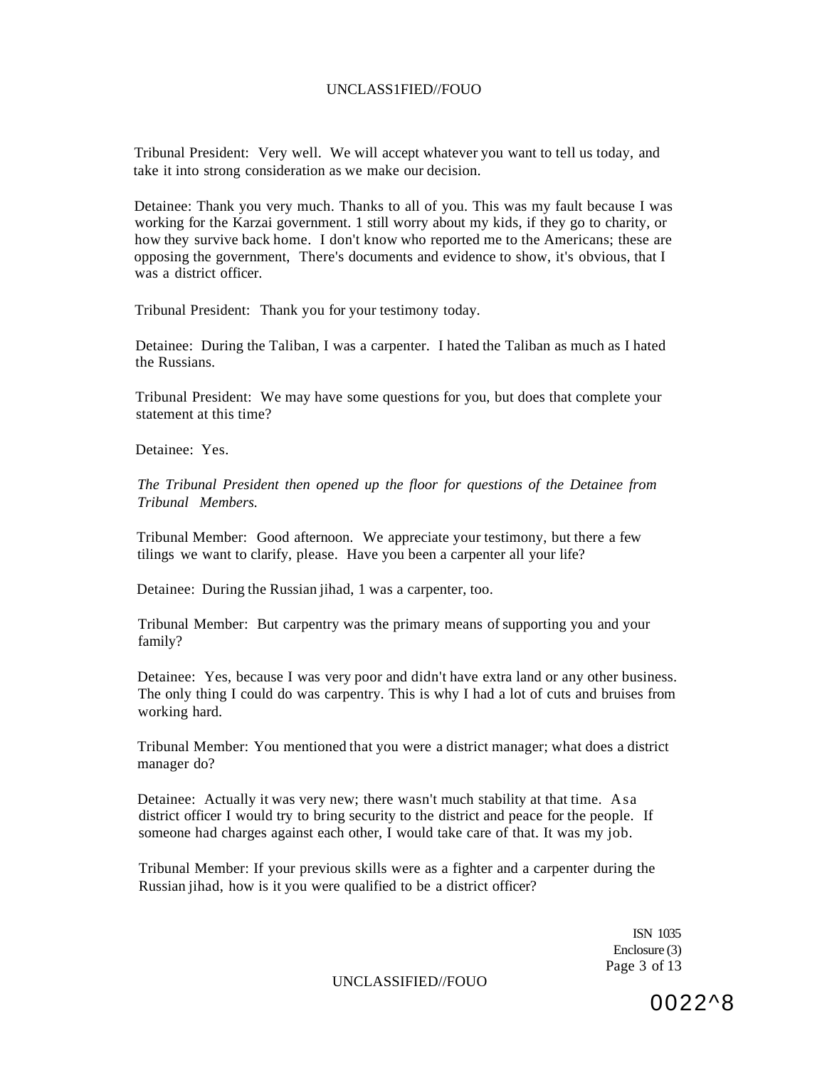Tribunal President: Very well. We will accept whatever you want to tell us today, and take it into strong consideration as we make our decision.

Detainee: Thank you very much. Thanks to all of you. This was my fault because I was working for the Karzai government. 1 still worry about my kids, if they go to charity, or how they survive back home. I don't know who reported me to the Americans; these are opposing the government, There's documents and evidence to show, it's obvious, that I was a district officer.

Tribunal President: Thank you for your testimony today.

Detainee: During the Taliban, I was a carpenter. I hated the Taliban as much as I hated the Russians.

Tribunal President: We may have some questions for you, but does that complete your statement at this time?

Detainee: Yes.

*The Tribunal President then opened up the floor for questions of the Detainee from Tribunal Members.*

Tribunal Member: Good afternoon. We appreciate your testimony, but there a few tilings we want to clarify, please. Have you been a carpenter all your life?

Detainee: During the Russian jihad, 1 was a carpenter, too.

Tribunal Member: But carpentry was the primary means of supporting you and your family?

Detainee: Yes, because I was very poor and didn't have extra land or any other business. The only thing I could do was carpentry. This is why I had a lot of cuts and bruises from working hard.

Tribunal Member: You mentioned that you were a district manager; what does a district manager do?

Detainee: Actually it was very new; there wasn't much stability at that time. As a district officer I would try to bring security to the district and peace for the people. If someone had charges against each other, I would take care of that. It was my job.

Tribunal Member: If your previous skills were as a fighter and a carpenter during the Russian jihad, how is it you were qualified to be a district officer?

ISN 1035
Enclosure (3)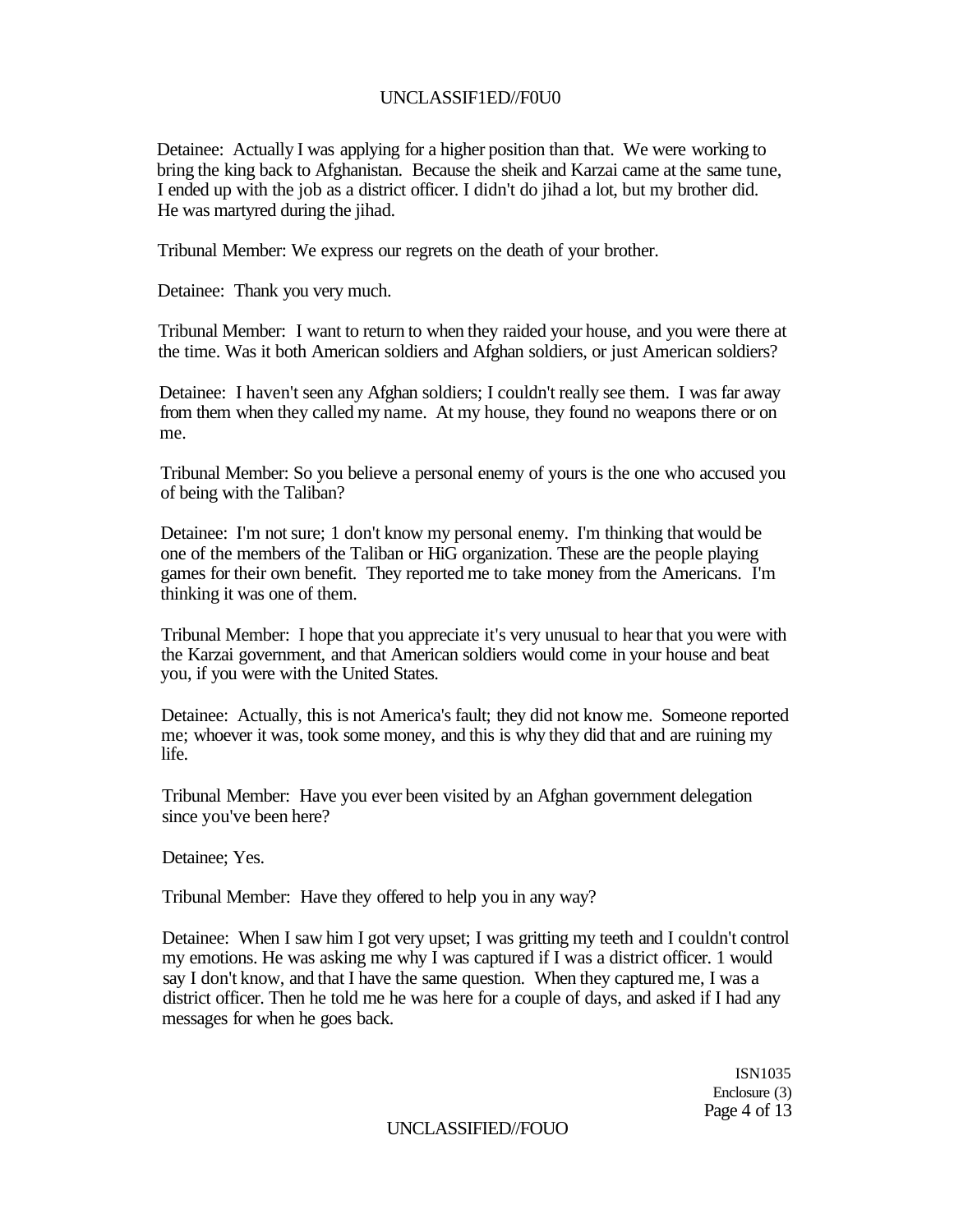Detainee: Actually I was applying for a higher position than that. We were working to bring the king back to Afghanistan. Because the sheik and Karzai came at the same tune, I ended up with the job as a district officer. I didn't do jihad a lot, but my brother did. He was martyred during the jihad.

Tribunal Member: We express our regrets on the death of your brother.

Detainee: Thank you very much.

Tribunal Member: I want to return to when they raided your house, and you were there at the time. Was it both American soldiers and Afghan soldiers, or just American soldiers?

Detainee: I haven't seen any Afghan soldiers; I couldn't really see them. I was far away from them when they called my name. At my house, they found no weapons there or on me.

Tribunal Member: So you believe a personal enemy of yours is the one who accused you of being with the Taliban?

Detainee: I'm not sure; 1 don't know my personal enemy. I'm thinking that would be one of the members of the Taliban or HiG organization. These are the people playing games for their own benefit. They reported me to take money from the Americans. I'm thinking it was one of them.

Tribunal Member: I hope that you appreciate it's very unusual to hear that you were with the Karzai government, and that American soldiers would come in your house and beat you, if you were with the United States.

Detainee: Actually, this is not America's fault; they did not know me. Someone reported me; whoever it was, took some money, and this is why they did that and are ruining my life.

Tribunal Member: Have you ever been visited by an Afghan government delegation since you've been here?

Detainee; Yes.

Tribunal Member: Have they offered to help you in any way?

Detainee: When I saw him I got very upset; I was gritting my teeth and I couldn't control my emotions. He was asking me why I was captured if I was a district officer. 1 would say I don't know, and that I have the same question. When they captured me, I was a district officer. Then he told me he was here for a couple of days, and asked if I had any messages for when he goes back.

ISN1035
Enclosure (3)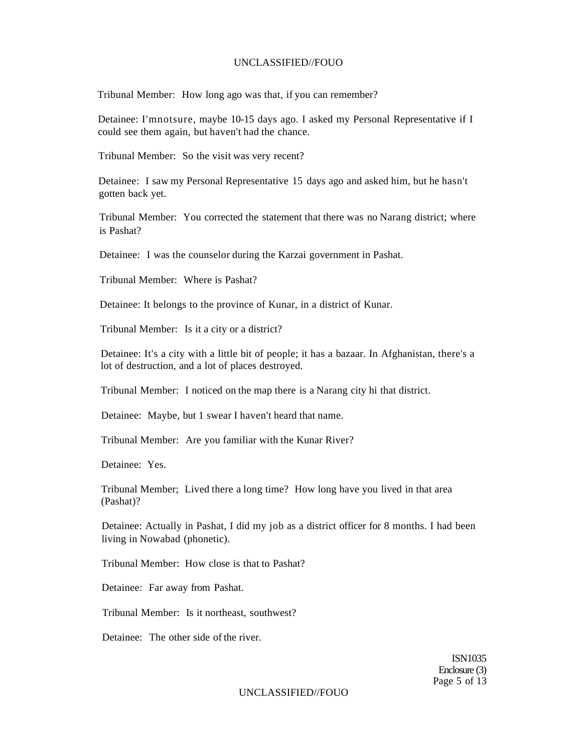Tribunal Member: How long ago was that, if you can remember?

Detainee: I'mnotsure, maybe 10-15 days ago. I asked my Personal Representative if I could see them again, but haven't had the chance.

Tribunal Member: So the visit was very recent?

Detainee: I saw my Personal Representative 15 days ago and asked him, but he hasn't gotten back yet.

Tribunal Member: You corrected the statement that there was no Narang district; where is Pashat?

Detainee: I was the counselor during the Karzai government in Pashat.

Tribunal Member: Where is Pashat?

Detainee: It belongs to the province of Kunar, in a district of Kunar.

Tribunal Member: Is it a city or a district?

Detainee: It's a city with a little bit of people; it has a bazaar. In Afghanistan, there's a lot of destruction, and a lot of places destroyed.

Tribunal Member: I noticed on the map there is a Narang city hi that district.

Detainee: Maybe, but 1 swear I haven't heard that name.

Tribunal Member: Are you familiar with the Kunar River?

Detainee: Yes.

Tribunal Member; Lived there a long time? How long have you lived in that area (Pashat)?

Detainee: Actually in Pashat, I did my job as a district officer for 8 months. I had been living in Nowabad (phonetic).

Tribunal Member: How close is that to Pashat?

Detainee: Far away from Pashat.

Tribunal Member: Is it northeast, southwest?

Detainee: The other side of the river.

ISN1035
Enclosure (3)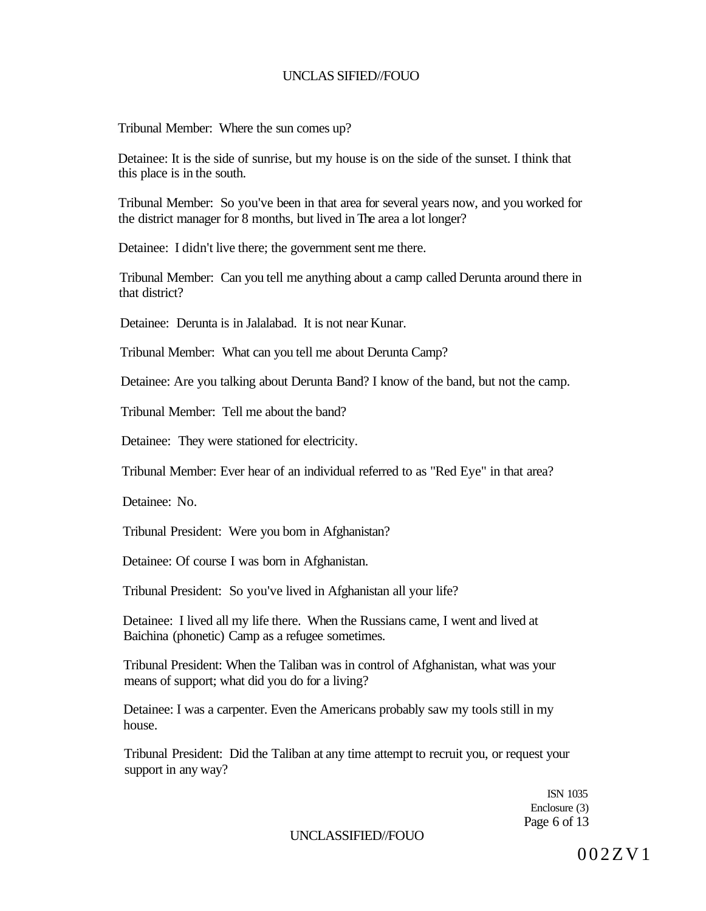Tribunal Member: Where the sun comes up?

Detainee: It is the side of sunrise, but my house is on the side of the sunset. I think that this place is in the south.

Tribunal Member: So you've been in that area for several years now, and you worked for the district manager for 8 months, but lived in The area a lot longer?

Detainee: I didn't live there; the government sent me there.

Tribunal Member: Can you tell me anything about a camp called Derunta around there in that district?

Detainee: Derunta is in Jalalabad. It is not near Kunar.

Tribunal Member: What can you tell me about Derunta Camp?

Detainee: Are you talking about Derunta Band? I know of the band, but not the camp.

Tribunal Member: Tell me about the band?

Detainee: They were stationed for electricity.

Tribunal Member: Ever hear of an individual referred to as "Red Eye" in that area?

Detainee: No.

Tribunal President: Were you bom in Afghanistan?

Detainee: Of course I was born in Afghanistan.

Tribunal President: So you've lived in Afghanistan all your life?

Detainee: I lived all my life there. When the Russians came, I went and lived at Baichina (phonetic) Camp as a refugee sometimes.

Tribunal President: When the Taliban was in control of Afghanistan, what was your means of support; what did you do for a living?

Detainee: I was a carpenter. Even the Americans probably saw my tools still in my house.

Tribunal President: Did the Taliban at any time attempt to recruit you, or request your support in any way?

ISN 1035
Enclosure (3)

002ZV1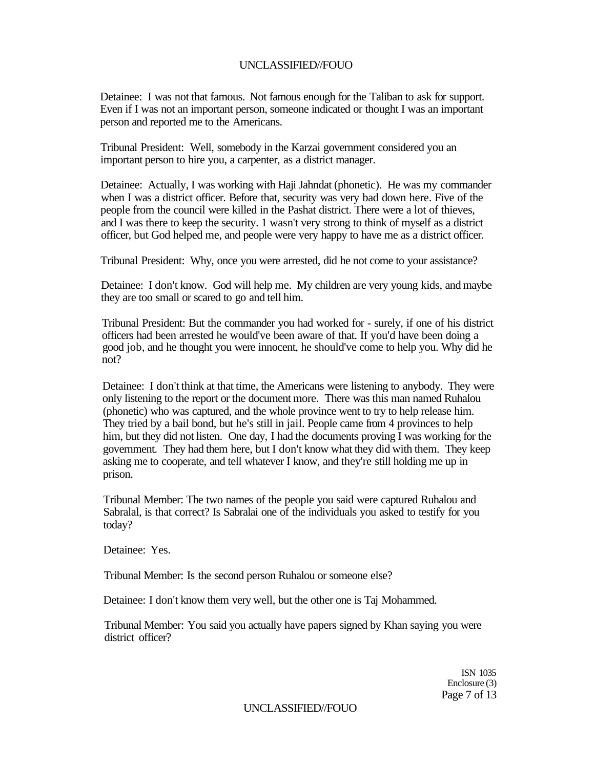Detainee: I was not that famous. Not famous enough for the Taliban to ask for support. Even if I was not an important person, someone indicated or thought I was an important person and reported me to the Americans.

Tribunal President: Well, somebody in the Karzai government considered you an important person to hire you, a carpenter, as a district manager.

Detainee: Actually, I was working with Haji Jahndat (phonetic). He was my commander when I was a district officer. Before that, security was very bad down here. Five of the people from the council were killed in the Pashat district. There were a lot of thieves, and I was there to keep the security. 1 wasn't very strong to think of myself as a district officer, but God helped me, and people were very happy to have me as a district officer.

Tribunal President: Why, once you were arrested, did he not come to your assistance?

Detainee: I don't know. God will help me. My children are very young kids, and maybe they are too small or scared to go and tell him.

Tribunal President: But the commander you had worked for - surely, if one of his district officers had been arrested he would've been aware of that. If you'd have been doing a good job, and he thought you were innocent, he should've come to help you. Why did he not?

Detainee: I don't think at that time, the Americans were listening to anybody. They were only listening to the report or the document more. There was this man named Ruhalou (phonetic) who was captured, and the whole province went to try to help release him. They tried by a bail bond, but he's still in jail. People came from 4 provinces to help him, but they did not listen. One day, I had the documents proving I was working for the government. They had them here, but I don't know what they did with them. They keep asking me to cooperate, and tell whatever I know, and they're still holding me up in prison.

Tribunal Member: The two names of the people you said were captured Ruhalou and Sabralal, is that correct? Is Sabralai one of the individuals you asked to testify for you today?

Detainee: Yes.

Tribunal Member: Is the second person Ruhalou or someone else?

Detainee: I don't know them very well, but the other one is Taj Mohammed.

Tribunal Member: You said you actually have papers signed by Khan saying you were district officer?

ISN 1035
Enclosure (3)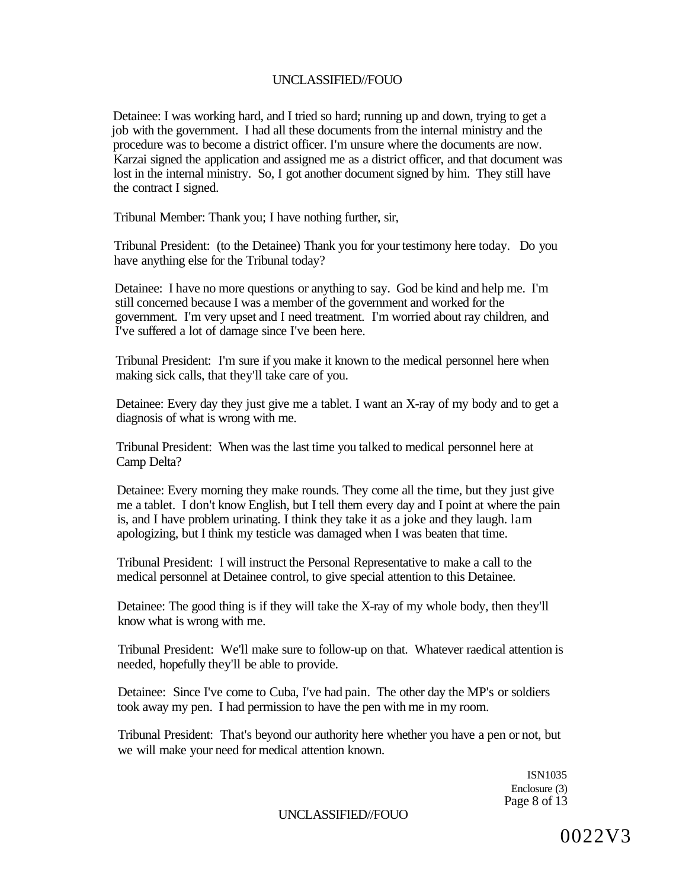Detainee: I was working hard, and I tried so hard; running up and down, trying to get a job with the government. I had all these documents from the internal ministry and the procedure was to become a district officer. I'm unsure where the documents are now. Karzai signed the application and assigned me as a district officer, and that document was lost in the internal ministry. So, I got another document signed by him. They still have the contract I signed.

Tribunal Member: Thank you; I have nothing further, sir,

Tribunal President: (to the Detainee) Thank you for your testimony here today. Do you have anything else for the Tribunal today?

Detainee: I have no more questions or anything to say. God be kind and help me. I'm still concerned because I was a member of the government and worked for the government. I'm very upset and I need treatment. I'm worried about ray children, and I've suffered a lot of damage since I've been here.

Tribunal President: I'm sure if you make it known to the medical personnel here when making sick calls, that they'll take care of you.

Detainee: Every day they just give me a tablet. I want an X-ray of my body and to get a diagnosis of what is wrong with me.

Tribunal President: When was the last time you talked to medical personnel here at Camp Delta?

Detainee: Every morning they make rounds. They come all the time, but they just give me a tablet. I don't know English, but I tell them every day and I point at where the pain is, and I have problem urinating. I think they take it as a joke and they laugh. lam apologizing, but I think my testicle was damaged when I was beaten that time.

Tribunal President: I will instruct the Personal Representative to make a call to the medical personnel at Detainee control, to give special attention to this Detainee.

Detainee: The good thing is if they will take the X-ray of my whole body, then they'll know what is wrong with me.

Tribunal President: We'll make sure to follow-up on that. Whatever raedical attention is needed, hopefully they'll be able to provide.

Detainee: Since I've come to Cuba, I've had pain. The other day the MP's or soldiers took away my pen. I had permission to have the pen with me in my room.

Tribunal President: That's beyond our authority here whether you have a pen or not, but we will make your need for medical attention known.

ISN1035
Enclosure (3)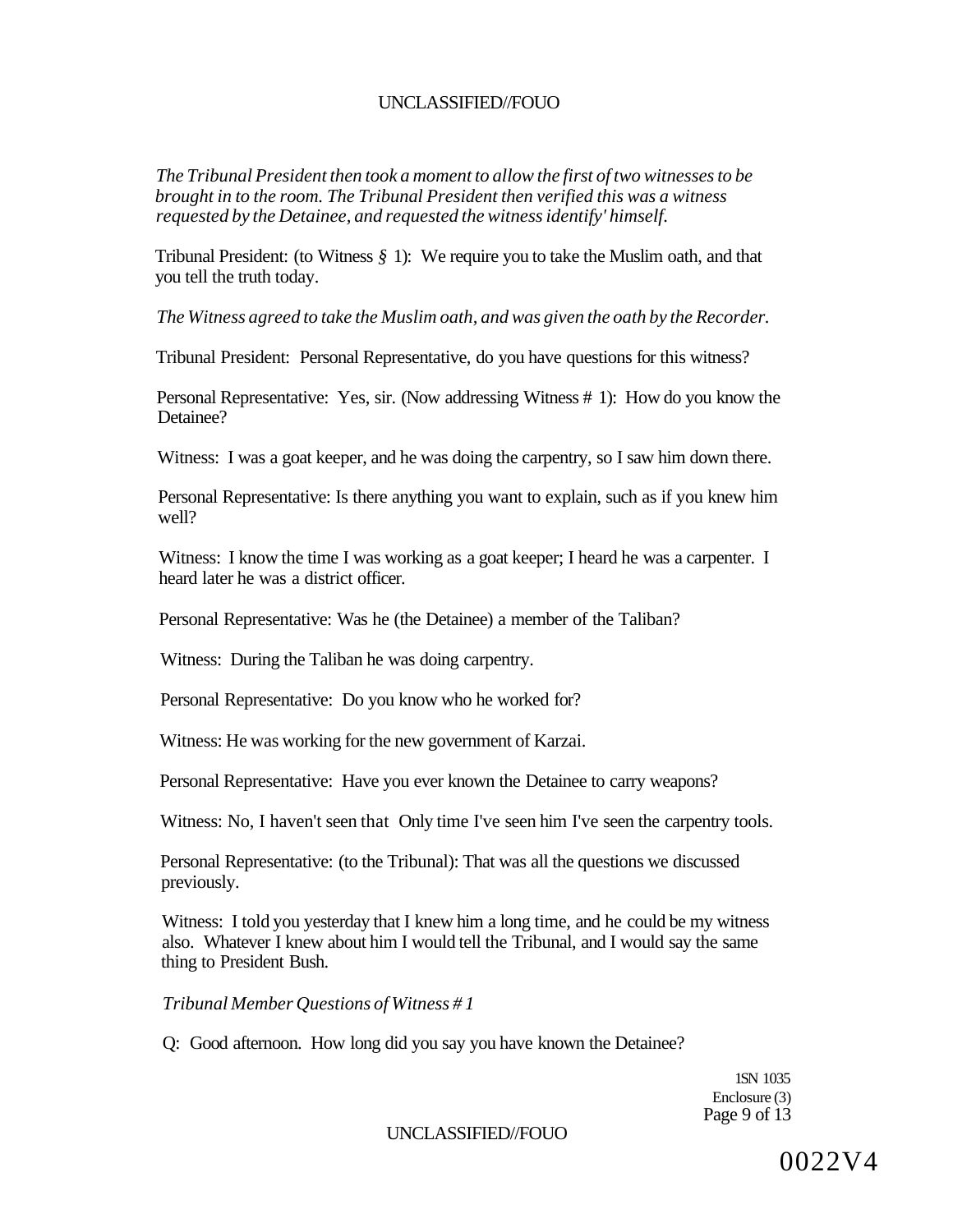*The Tribunal President then took a moment to allow the first of two witnesses to be brought in to the room. The Tribunal President then verified this was a witness requested by the Detainee, and requested the witness identify' himself.*

Tribunal President: (to Witness § 1): We require you to take the Muslim oath, and that you tell the truth today.

*The Witness agreed to take the Muslim oath, and was given the oath by the Recorder.*

Tribunal President: Personal Representative, do you have questions for this witness?

Personal Representative: Yes, sir. (Now addressing Witness # 1): How do you know the Detainee?

Witness: I was a goat keeper, and he was doing the carpentry, so I saw him down there.

Personal Representative: Is there anything you want to explain, such as if you knew him well?

Witness: I know the time I was working as a goat keeper; I heard he was a carpenter. I heard later he was a district officer.

Personal Representative: Was he (the Detainee) a member of the Taliban?

Witness: During the Taliban he was doing carpentry.

Personal Representative: Do you know who he worked for?

Witness: He was working for the new government of Karzai.

Personal Representative: Have you ever known the Detainee to carry weapons?

Witness: No, I haven't seen that Only time I've seen him I've seen the carpentry tools.

Personal Representative: (to the Tribunal): That was all the questions we discussed previously.

Witness: I told you yesterday that I knew him a long time, and he could be my witness also. Whatever I knew about him I would tell the Tribunal, and I would say the same thing to President Bush.

*Tribunal Member Questions of Witness # 1*

Q: Good afternoon. How long did you say you have known the Detainee?

1SN 1035
Enclosure (3)

0022V4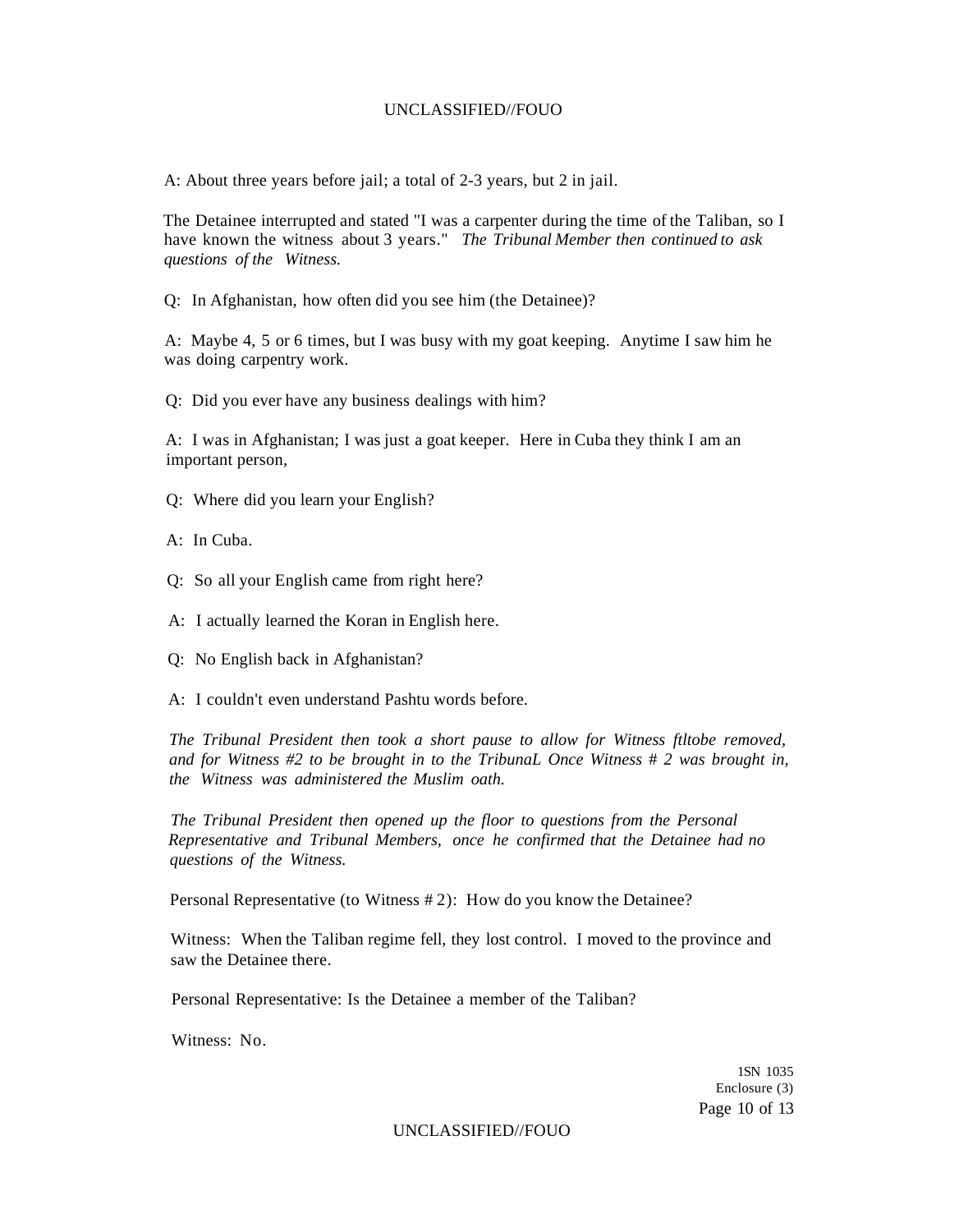A: About three years before jail; a total of 2-3 years, but 2 in jail.

The Detainee interrupted and stated "I was a carpenter during the time of the Taliban, so I have known the witness about 3 years." *The Tribunal Member then continued to ask questions of the Witness.*

Q: In Afghanistan, how often did you see him (the Detainee)?

A: Maybe 4, 5 or 6 times, but I was busy with my goat keeping. Anytime I saw him he was doing carpentry work.

Q: Did you ever have any business dealings with him?

A: I was in Afghanistan; I was just a goat keeper. Here in Cuba they think I am an important person,

Q: Where did you learn your English?

A: In Cuba.

Q: So all your English came from right here?

A: I actually learned the Koran in English here.

Q: No English back in Afghanistan?

A: I couldn't even understand Pashtu words before.

*The Tribunal President then took a short pause to allow for Witness ftltobe removed, and for Witness #2 to be brought in to the TribunaL Once Witness # 2 was brought in, the Witness was administered the Muslim oath.*

*The Tribunal President then opened up the floor to questions from the Personal Representative and Tribunal Members, once he confirmed that the Detainee had no questions of the Witness.*

Personal Representative (to Witness # 2): How do you know the Detainee?

Witness: When the Taliban regime fell, they lost control. I moved to the province and saw the Detainee there.

Personal Representative: Is the Detainee a member of the Taliban?

Witness: No.

1SN 1035
Enclosure (3)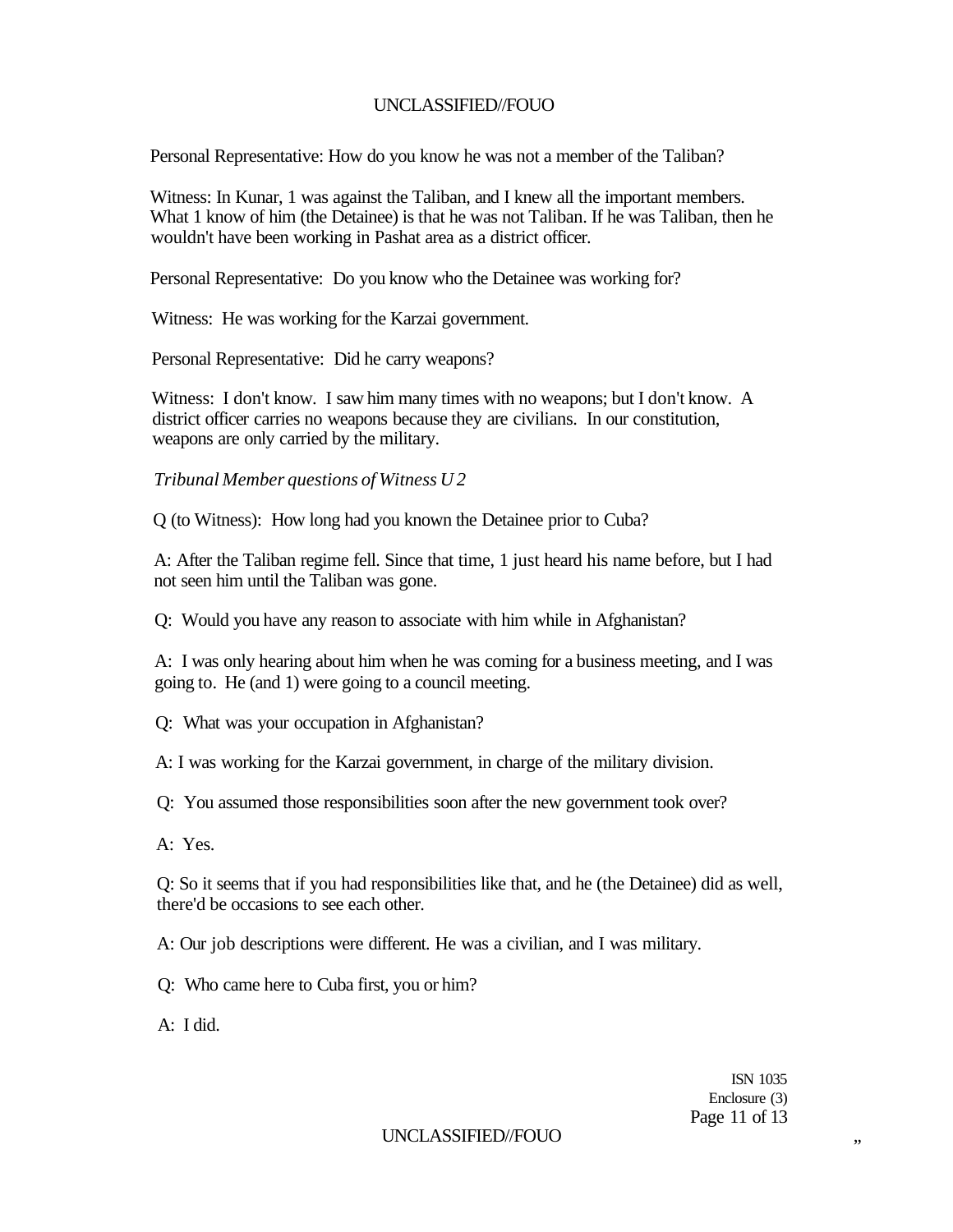Personal Representative: How do you know he was not a member of the Taliban?

Witness: In Kunar, 1 was against the Taliban, and I knew all the important members. What 1 know of him (the Detainee) is that he was not Taliban. If he was Taliban, then he wouldn't have been working in Pashat area as a district officer.

Personal Representative: Do you know who the Detainee was working for?

Witness: He was working for the Karzai government.

Personal Representative: Did he carry weapons?

Witness: I don't know. I saw him many times with no weapons; but I don't know. A district officer carries no weapons because they are civilians. In our constitution, weapons are only carried by the military.

*Tribunal Member questions of Witness U 2*

Q (to Witness): How long had you known the Detainee prior to Cuba?

A: After the Taliban regime fell. Since that time, 1 just heard his name before, but I had not seen him until the Taliban was gone.

Q: Would you have any reason to associate with him while in Afghanistan?

A: I was only hearing about him when he was coming for a business meeting, and I was going to. He (and 1) were going to a council meeting.

Q: What was your occupation in Afghanistan?

A: I was working for the Karzai government, in charge of the military division.

Q: You assumed those responsibilities soon after the new government took over?

A: Yes.

Q: So it seems that if you had responsibilities like that, and he (the Detainee) did as well, there'd be occasions to see each other.

A: Our job descriptions were different. He was a civilian, and I was military.

Q: Who came here to Cuba first, you or him?

A: I did.

ISN 1035
Enclosure (3)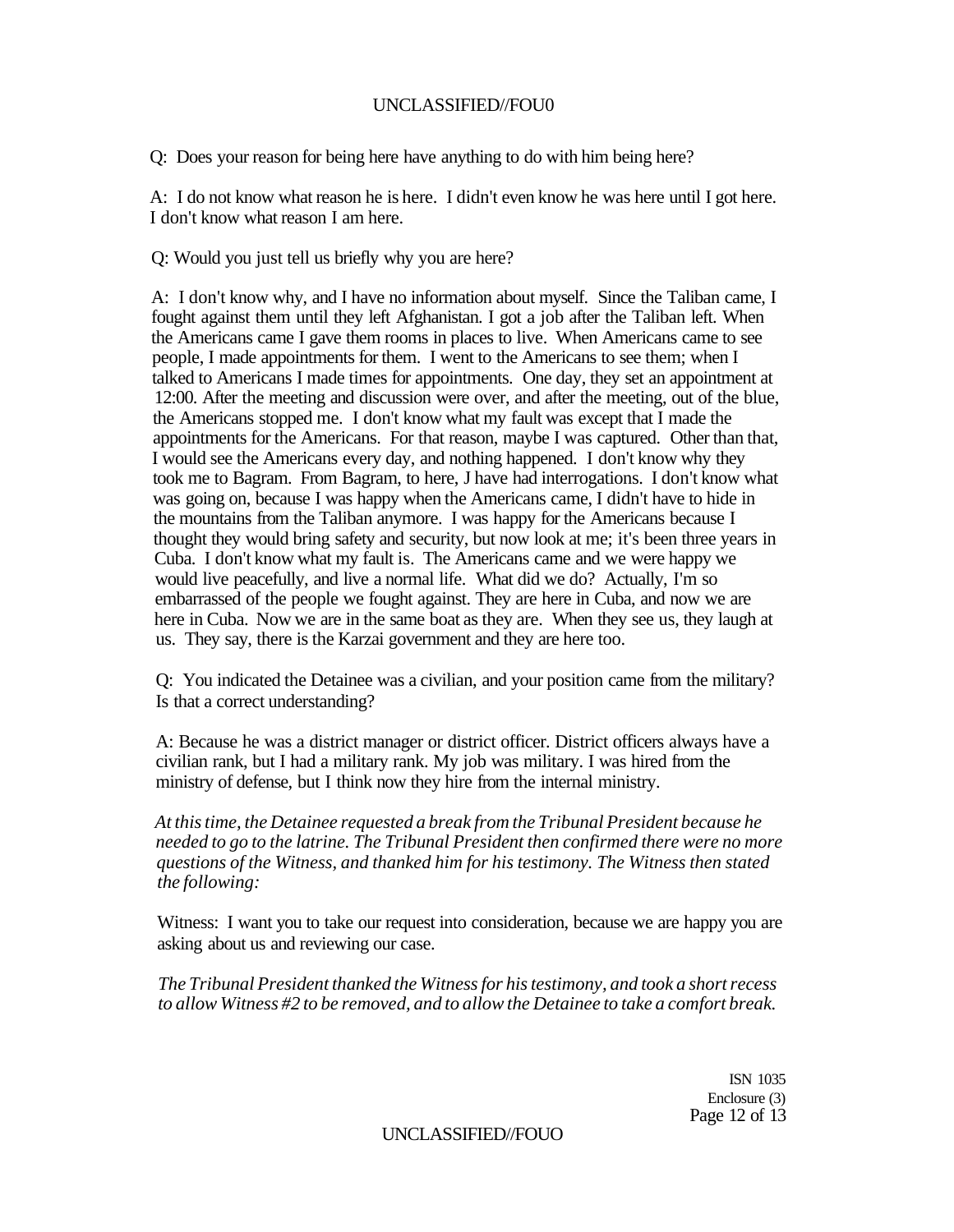Q: Does your reason for being here have anything to do with him being here?

A: I do not know what reason he is here. I didn't even know he was here until I got here. I don't know what reason I am here.

Q: Would you just tell us briefly why you are here?

A: I don't know why, and I have no information about myself. Since the Taliban came, I fought against them until they left Afghanistan. I got a job after the Taliban left. When the Americans came I gave them rooms in places to live. When Americans came to see people, I made appointments for them. I went to the Americans to see them; when I talked to Americans I made times for appointments. One day, they set an appointment at 12:00. After the meeting and discussion were over, and after the meeting, out of the blue, the Americans stopped me. I don't know what my fault was except that I made the appointments for the Americans. For that reason, maybe I was captured. Other than that, I would see the Americans every day, and nothing happened. I don't know why they took me to Bagram. From Bagram, to here, J have had interrogations. I don't know what was going on, because I was happy when the Americans came, I didn't have to hide in the mountains from the Taliban anymore. I was happy for the Americans because I thought they would bring safety and security, but now look at me; it's been three years in Cuba. I don't know what my fault is. The Americans came and we were happy we would live peacefully, and live a normal life. What did we do? Actually, I'm so embarrassed of the people we fought against. They are here in Cuba, and now we are here in Cuba. Now we are in the same boat as they are. When they see us, they laugh at us. They say, there is the Karzai government and they are here too.

Q: You indicated the Detainee was a civilian, and your position came from the military? Is that a correct understanding?

A: Because he was a district manager or district officer. District officers always have a civilian rank, but I had a military rank. My job was military. I was hired from the ministry of defense, but I think now they hire from the internal ministry.

*At this time, the Detainee requested a break from the Tribunal President because he needed to go to the latrine. The Tribunal President then confirmed there were no more questions of the Witness, and thanked him for his testimony. The Witness then stated the following:*

Witness: I want you to take our request into consideration, because we are happy you are asking about us and reviewing our case.

*The Tribunal President thanked the Witness for his testimony, and took a short recess to allow Witness #2 to be removed, and to allow the Detainee to take a comfort break.*

ISN 1035
Enclosure (3)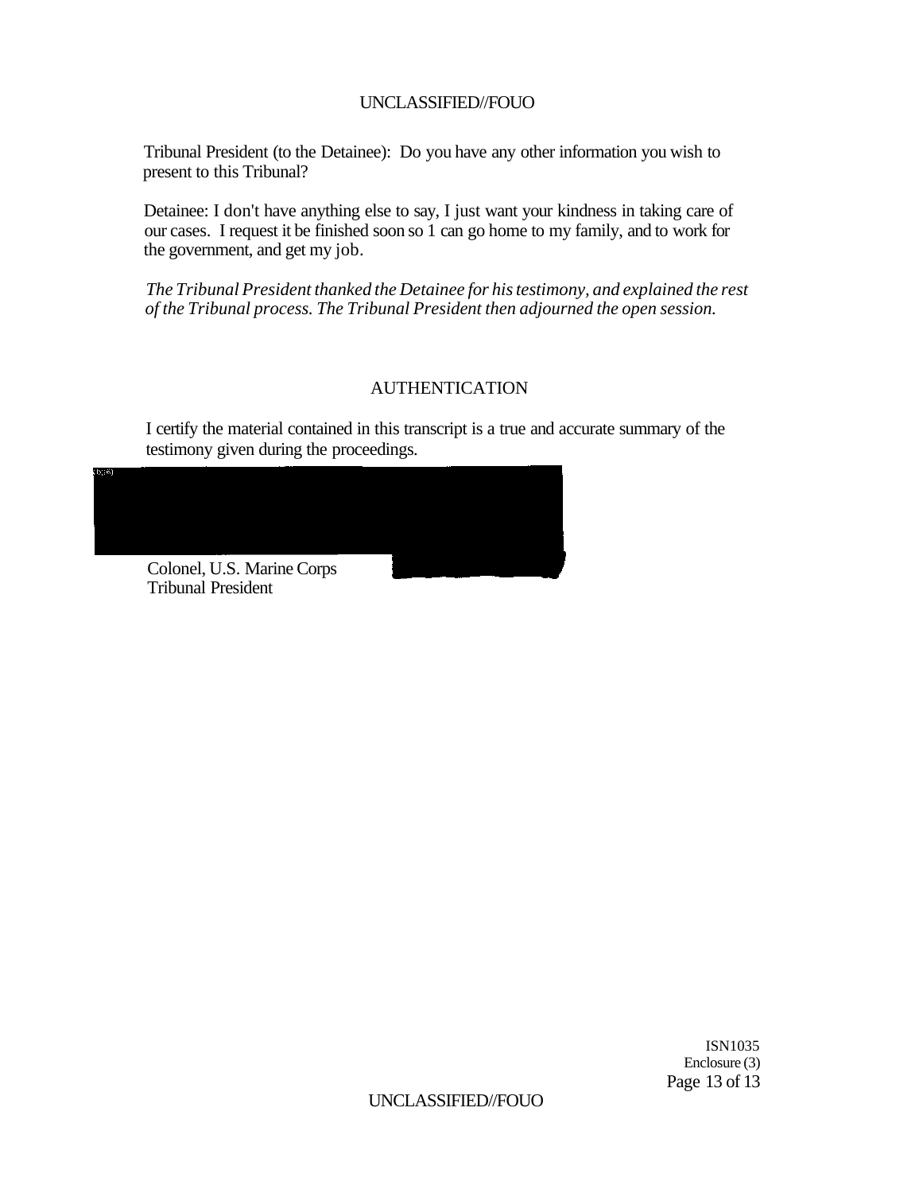Tribunal President (to the Detainee): Do you have any other information you wish to present to this Tribunal?

Detainee: I don't have anything else to say, I just want your kindness in taking care of our cases. I request it be finished soon so 1 can go home to my family, and to work for the government, and get my job.

*The Tribunal President thanked the Detainee for his testimony, and explained the rest of the Tribunal process. The Tribunal President then adjourned the open session.*

## AUTHENTICATION

I certify the material contained in this transcript is a true and accurate summary of the testimony given during the proceedings.

(b)(6)

Colonel, U.S. Marine Corps
Tribunal President

ISN1035
Enclosure (3)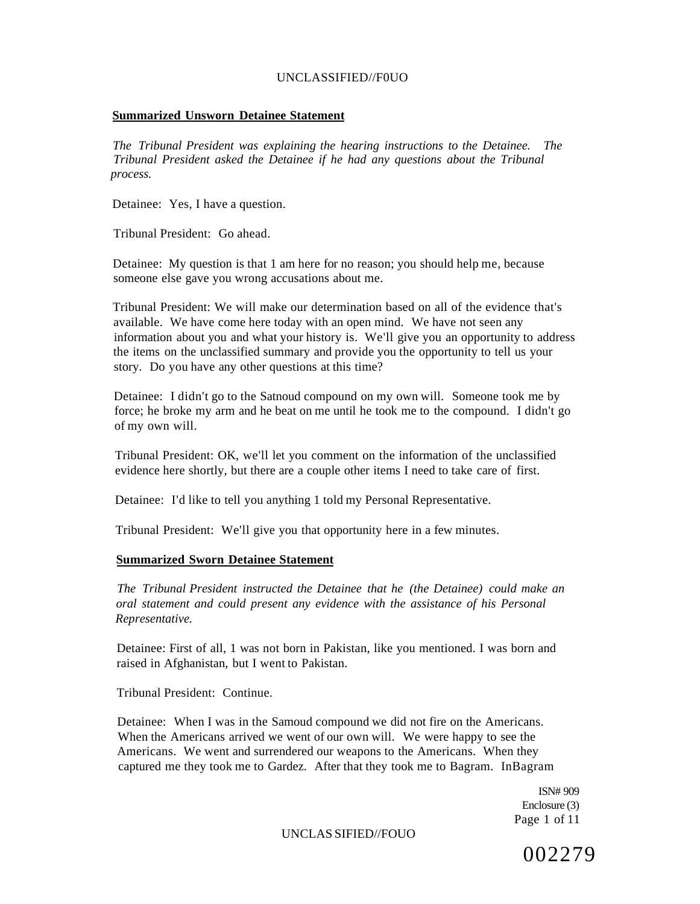**Summarized Unsworn Detainee Statement**

*The Tribunal President was explaining the hearing instructions to the Detainee. The Tribunal President asked the Detainee if he had any questions about the Tribunal process.*

Detainee: Yes, I have a question.

Tribunal President: Go ahead.

Detainee: My question is that 1 am here for no reason; you should help me, because someone else gave you wrong accusations about me.

Tribunal President: We will make our determination based on all of the evidence that's available. We have come here today with an open mind. We have not seen any information about you and what your history is. We'll give you an opportunity to address the items on the unclassified summary and provide you the opportunity to tell us your story. Do you have any other questions at this time?

Detainee: I didn't go to the Satnoud compound on my own will. Someone took me by force; he broke my arm and he beat on me until he took me to the compound. I didn't go of my own will.

Tribunal President: OK, we'll let you comment on the information of the unclassified evidence here shortly, but there are a couple other items I need to take care of first.

Detainee: I'd like to tell you anything 1 told my Personal Representative.

Tribunal President: We'll give you that opportunity here in a few minutes.

**Summarized Sworn Detainee Statement**

*The Tribunal President instructed the Detainee that he (the Detainee) could make an oral statement and could present any evidence with the assistance of his Personal Representative.*

Detainee: First of all, 1 was not born in Pakistan, like you mentioned. I was born and raised in Afghanistan, but I went to Pakistan.

Tribunal President: Continue.

Detainee: When I was in the Samoud compound we did not fire on the Americans. When the Americans arrived we went of our own will. We were happy to see the Americans. We went and surrendered our weapons to the Americans. When they captured me they took me to Gardez. After that they took me to Bagram. InBagram

ISN# 909
Enclosure (3)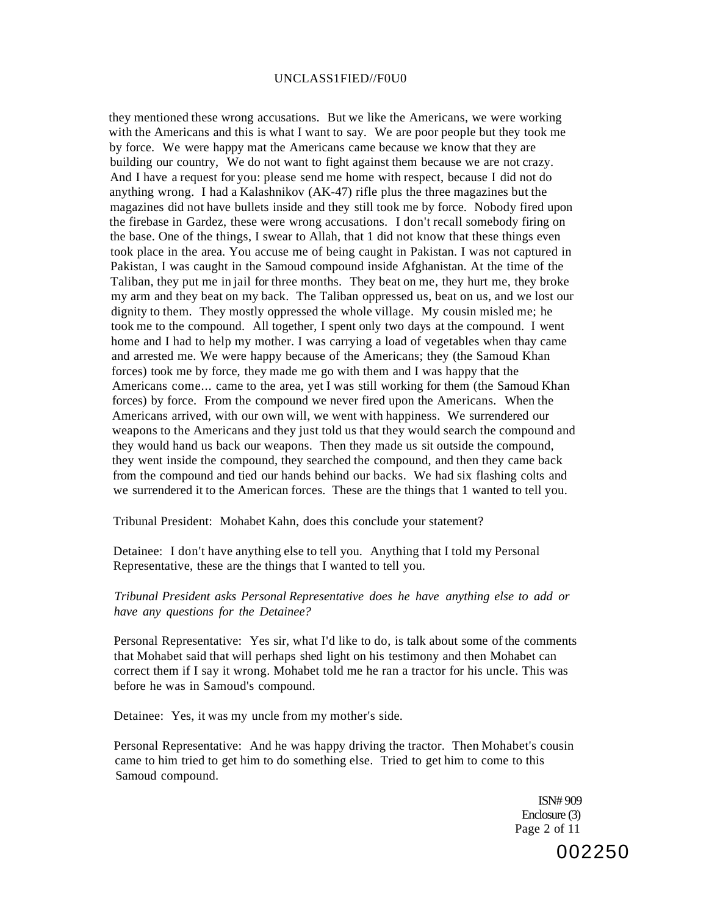they mentioned these wrong accusations. But we like the Americans, we were working with the Americans and this is what I want to say. We are poor people but they took me by force. We were happy mat the Americans came because we know that they are building our country, We do not want to fight against them because we are not crazy. And I have a request for you: please send me home with respect, because I did not do anything wrong. I had a Kalashnikov (AK-47) rifle plus the three magazines but the magazines did not have bullets inside and they still took me by force. Nobody fired upon the firebase in Gardez, these were wrong accusations. I don't recall somebody firing on the base. One of the things, I swear to Allah, that 1 did not know that these things even took place in the area. You accuse me of being caught in Pakistan. I was not captured in Pakistan, I was caught in the Samoud compound inside Afghanistan. At the time of the Taliban, they put me in jail for three months. They beat on me, they hurt me, they broke my arm and they beat on my back. The Taliban oppressed us, beat on us, and we lost our dignity to them. They mostly oppressed the whole village. My cousin misled me; he took me to the compound. All together, I spent only two days at the compound. I went home and I had to help my mother. I was carrying a load of vegetables when thay came and arrested me. We were happy because of the Americans; they (the Samoud Khan forces) took me by force, they made me go with them and I was happy that the Americans come… came to the area, yet I was still working for them (the Samoud Khan forces) by force. From the compound we never fired upon the Americans. When the Americans arrived, with our own will, we went with happiness. We surrendered our weapons to the Americans and they just told us that they would search the compound and they would hand us back our weapons. Then they made us sit outside the compound, they went inside the compound, they searched the compound, and then they came back from the compound and tied our hands behind our backs. We had six flashing colts and we surrendered it to the American forces. These are the things that 1 wanted to tell you.

Tribunal President: Mohabet Kahn, does this conclude your statement?

Detainee: I don't have anything else to tell you. Anything that I told my Personal Representative, these are the things that I wanted to tell you.

*Tribunal President asks Personal Representative does he have anything else to add or have any questions for the Detainee?*

Personal Representative: Yes sir, what I'd like to do, is talk about some of the comments that Mohabet said that will perhaps shed light on his testimony and then Mohabet can correct them if I say it wrong. Mohabet told me he ran a tractor for his uncle. This was before he was in Samoud's compound.

Detainee: Yes, it was my uncle from my mother's side.

Personal Representative: And he was happy driving the tractor. Then Mohabet's cousin came to him tried to get him to do something else. Tried to get him to come to this Samoud compound.

ISN# 909
Enclosure (3)

002250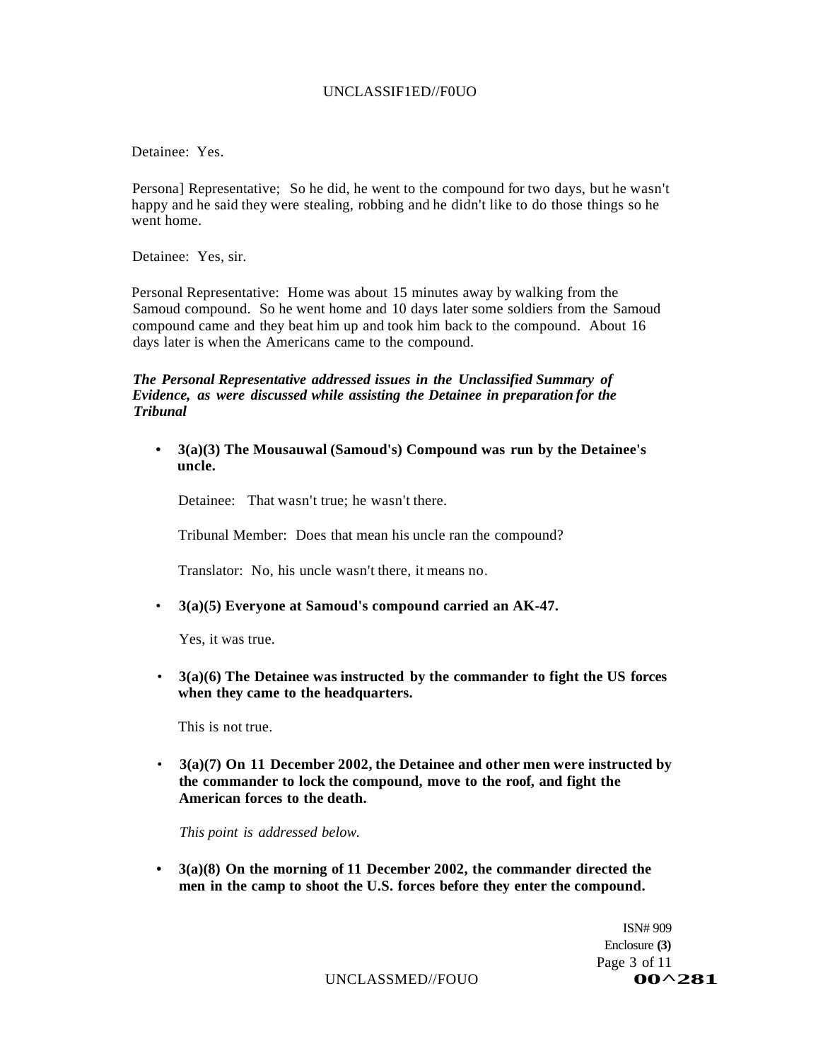Detainee: Yes.

Persona] Representative; So he did, he went to the compound for two days, but he wasn't happy and he said they were stealing, robbing and he didn't like to do those things so he went home.

Detainee: Yes, sir.

Personal Representative: Home was about 15 minutes away by walking from the Samoud compound. So he went home and 10 days later some soldiers from the Samoud compound came and they beat him up and took him back to the compound. About 16 days later is when the Americans came to the compound.

***The Personal Representative addressed issues in the Unclassified Summary of Evidence, as were discussed while assisting the Detainee in preparation for the Tribunal***

- **3(a)(3) The Mousauwal (Samoud's) Compound was run by the Detainee's uncle.**

  Detainee: That wasn't true; he wasn't there.

  Tribunal Member: Does that mean his uncle ran the compound?

  Translator: No, his uncle wasn't there, it means no.

- **3(a)(5) Everyone at Samoud's compound carried an AK-47.**

  Yes, it was true.

- **3(a)(6) The Detainee was instructed by the commander to fight the US forces when they came to the headquarters.**

  This is not true.

- **3(a)(7) On 11 December 2002, the Detainee and other men were instructed by the commander to lock the compound, move to the roof, and fight the American forces to the death.**

  *This point is addressed below.*

- **3(a)(8) On the morning of 11 December 2002, the commander directed the men in the camp to shoot the U.S. forces before they enter the compound.**

ISN# 909
Enclosure **(3)**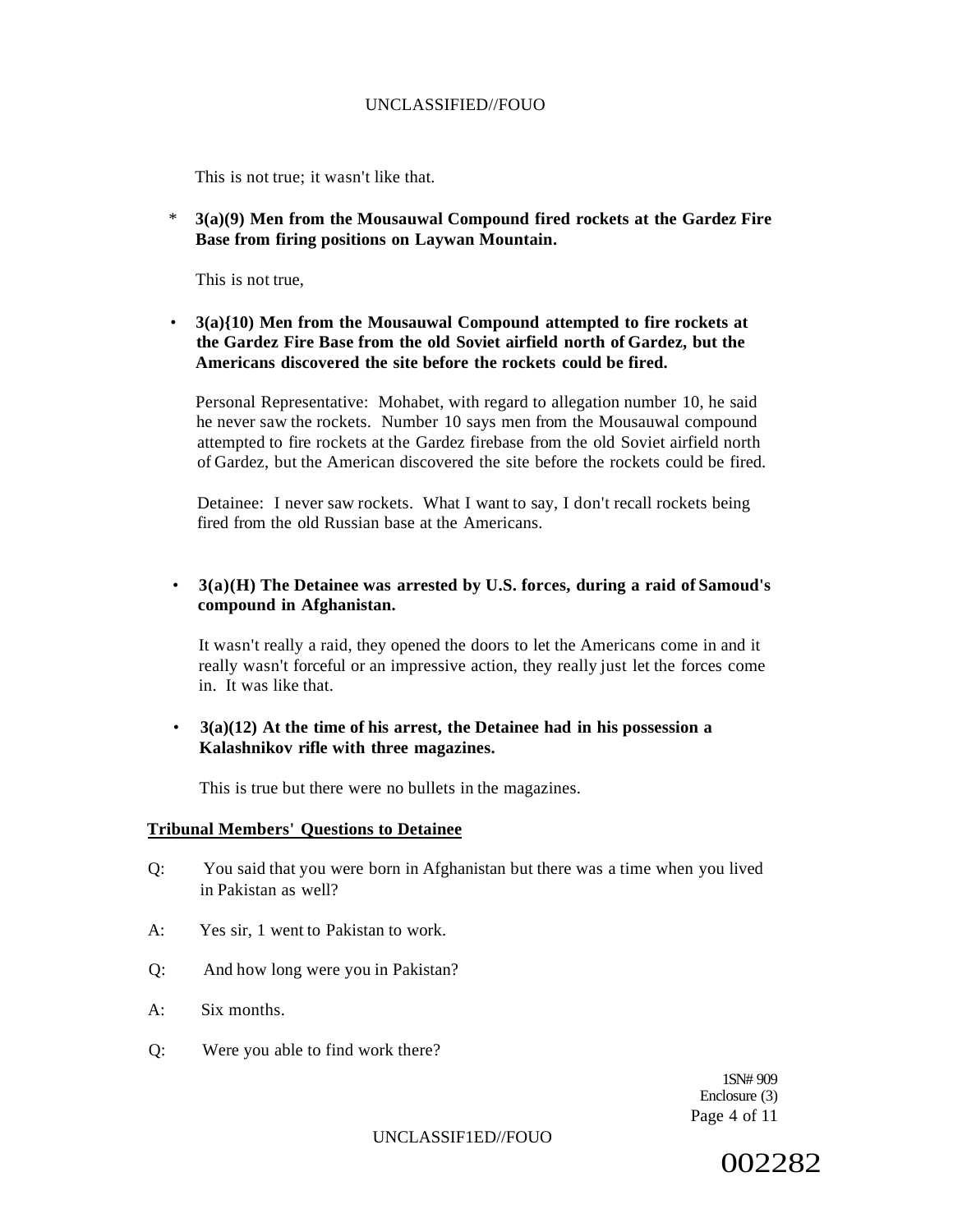This is not true; it wasn't like that.

* **3(a)(9) Men from the Mousauwal Compound fired rockets at the Gardez Fire Base from firing positions on Laywan Mountain.**

  This is not true,

- **3(a){10) Men from the Mousauwal Compound attempted to fire rockets at the Gardez Fire Base from the old Soviet airfield north of Gardez, but the Americans discovered the site before the rockets could be fired.**

  Personal Representative: Mohabet, with regard to allegation number 10, he said he never saw the rockets. Number 10 says men from the Mousauwal compound attempted to fire rockets at the Gardez firebase from the old Soviet airfield north of Gardez, but the American discovered the site before the rockets could be fired.

  Detainee: I never saw rockets. What I want to say, I don't recall rockets being fired from the old Russian base at the Americans.

- **3(a)(H) The Detainee was arrested by U.S. forces, during a raid of Samoud's compound in Afghanistan.**

  It wasn't really a raid, they opened the doors to let the Americans come in and it really wasn't forceful or an impressive action, they really just let the forces come in. It was like that.

- **3(a)(12) At the time of his arrest, the Detainee had in his possession a Kalashnikov rifle with three magazines.**

  This is true but there were no bullets in the magazines.

**Tribunal Members' Questions to Detainee**

Q: You said that you were born in Afghanistan but there was a time when you lived in Pakistan as well?

A: Yes sir, 1 went to Pakistan to work.

Q: And how long were you in Pakistan?

A: Six months.

Q: Were you able to find work there?

1SN# 909
Enclosure (3)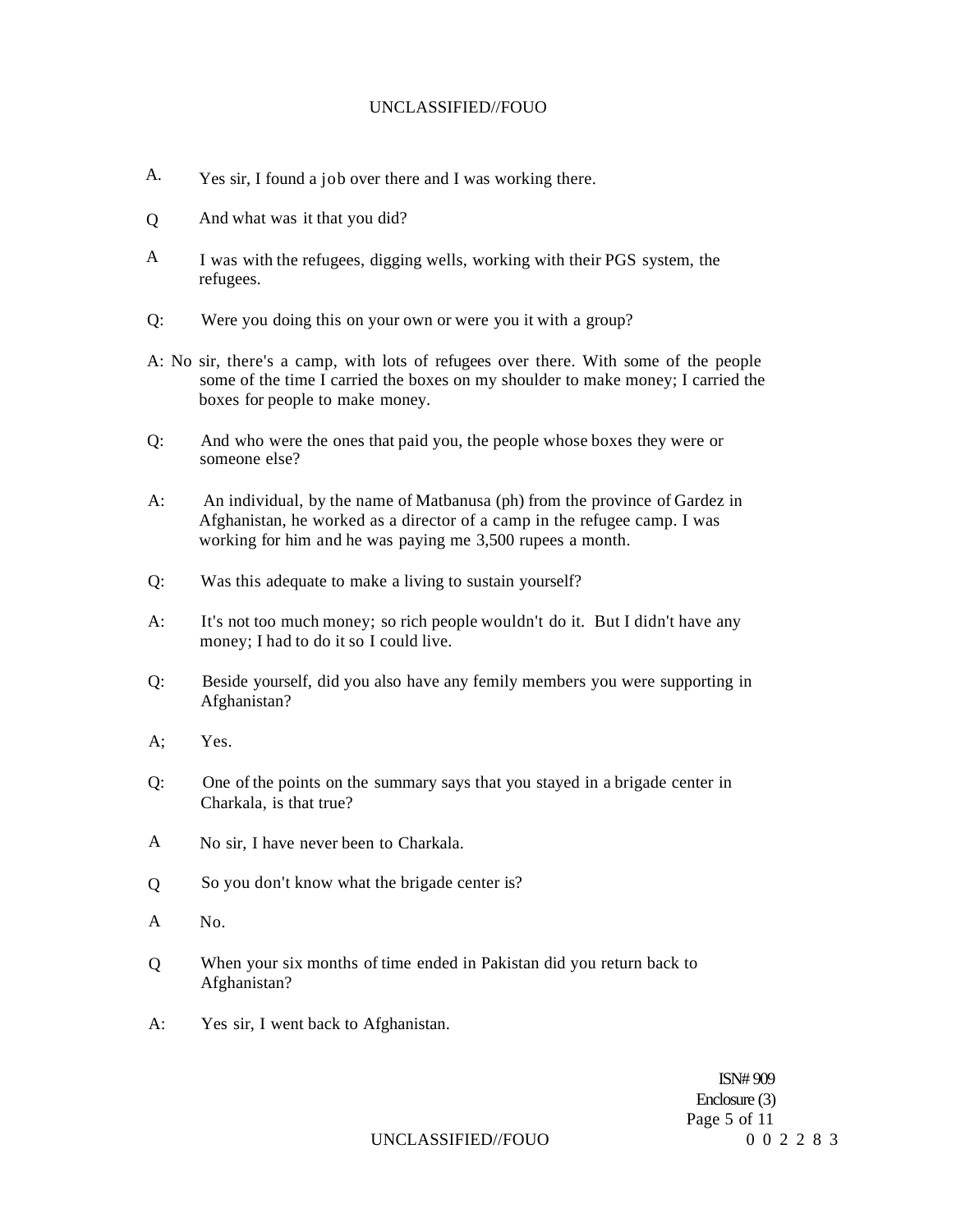A. Yes sir, I found a job over there and I was working there.

Q And what was it that you did?

A I was with the refugees, digging wells, working with their PGS system, the refugees.

Q: Were you doing this on your own or were you it with a group?

A: No sir, there's a camp, with lots of refugees over there. With some of the people some of the time I carried the boxes on my shoulder to make money; I carried the boxes for people to make money.

Q: And who were the ones that paid you, the people whose boxes they were or someone else?

A: An individual, by the name of Matbanusa (ph) from the province of Gardez in Afghanistan, he worked as a director of a camp in the refugee camp. I was working for him and he was paying me 3,500 rupees a month.

Q: Was this adequate to make a living to sustain yourself?

A: It's not too much money; so rich people wouldn't do it. But I didn't have any money; I had to do it so I could live.

Q: Beside yourself, did you also have any femily members you were supporting in Afghanistan?

A; Yes.

Q: One of the points on the summary says that you stayed in a brigade center in Charkala, is that true?

A No sir, I have never been to Charkala.

Q So you don't know what the brigade center is?

A No.

Q When your six months of time ended in Pakistan did you return back to Afghanistan?

A: Yes sir, I went back to Afghanistan.

ISN# 909
Enclosure (3)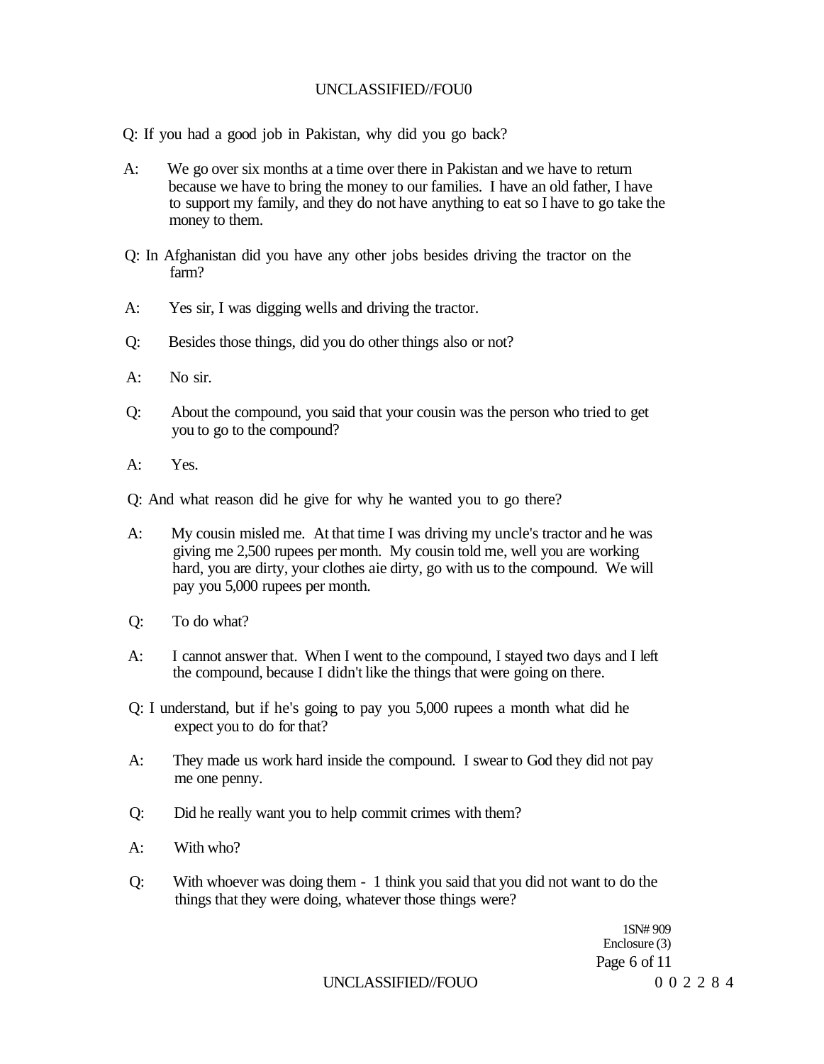Q: If you had a good job in Pakistan, why did you go back?

A: We go over six months at a time over there in Pakistan and we have to return because we have to bring the money to our families. I have an old father, I have to support my family, and they do not have anything to eat so I have to go take the money to them.

Q: In Afghanistan did you have any other jobs besides driving the tractor on the farm?

A: Yes sir, I was digging wells and driving the tractor.

Q: Besides those things, did you do other things also or not?

A: No sir.

Q: About the compound, you said that your cousin was the person who tried to get you to go to the compound?

A: Yes.

Q: And what reason did he give for why he wanted you to go there?

A: My cousin misled me. At that time I was driving my uncle's tractor and he was giving me 2,500 rupees per month. My cousin told me, well you are working hard, you are dirty, your clothes aie dirty, go with us to the compound. We will pay you 5,000 rupees per month.

Q: To do what?

A: I cannot answer that. When I went to the compound, I stayed two days and I left the compound, because I didn't like the things that were going on there.

Q: I understand, but if he's going to pay you 5,000 rupees a month what did he expect you to do for that?

A: They made us work hard inside the compound. I swear to God they did not pay me one penny.

Q: Did he really want you to help commit crimes with them?

A: With who?

Q: With whoever was doing them - 1 think you said that you did not want to do the things that they were doing, whatever those things were?

1SN# 909
Enclosure (3)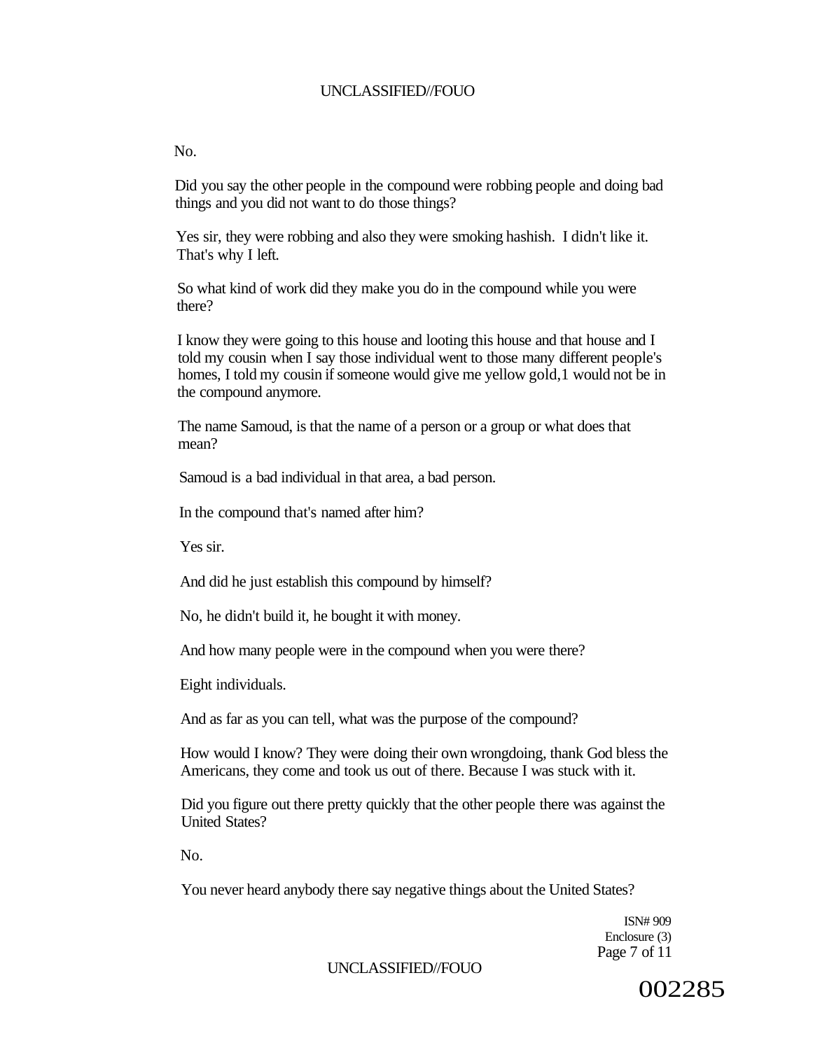No.

Did you say the other people in the compound were robbing people and doing bad things and you did not want to do those things?

Yes sir, they were robbing and also they were smoking hashish. I didn't like it. That's why I left.

So what kind of work did they make you do in the compound while you were there?

I know they were going to this house and looting this house and that house and I told my cousin when I say those individual went to those many different people's homes, I told my cousin if someone would give me yellow gold,1 would not be in the compound anymore.

The name Samoud, is that the name of a person or a group or what does that mean?

Samoud is a bad individual in that area, a bad person.

In the compound that's named after him?

Yes sir.

And did he just establish this compound by himself?

No, he didn't build it, he bought it with money.

And how many people were in the compound when you were there?

Eight individuals.

And as far as you can tell, what was the purpose of the compound?

How would I know? They were doing their own wrongdoing, thank God bless the Americans, they come and took us out of there. Because I was stuck with it.

Did you figure out there pretty quickly that the other people there was against the United States?

No.

You never heard anybody there say negative things about the United States?

ISN# 909
Enclosure (3)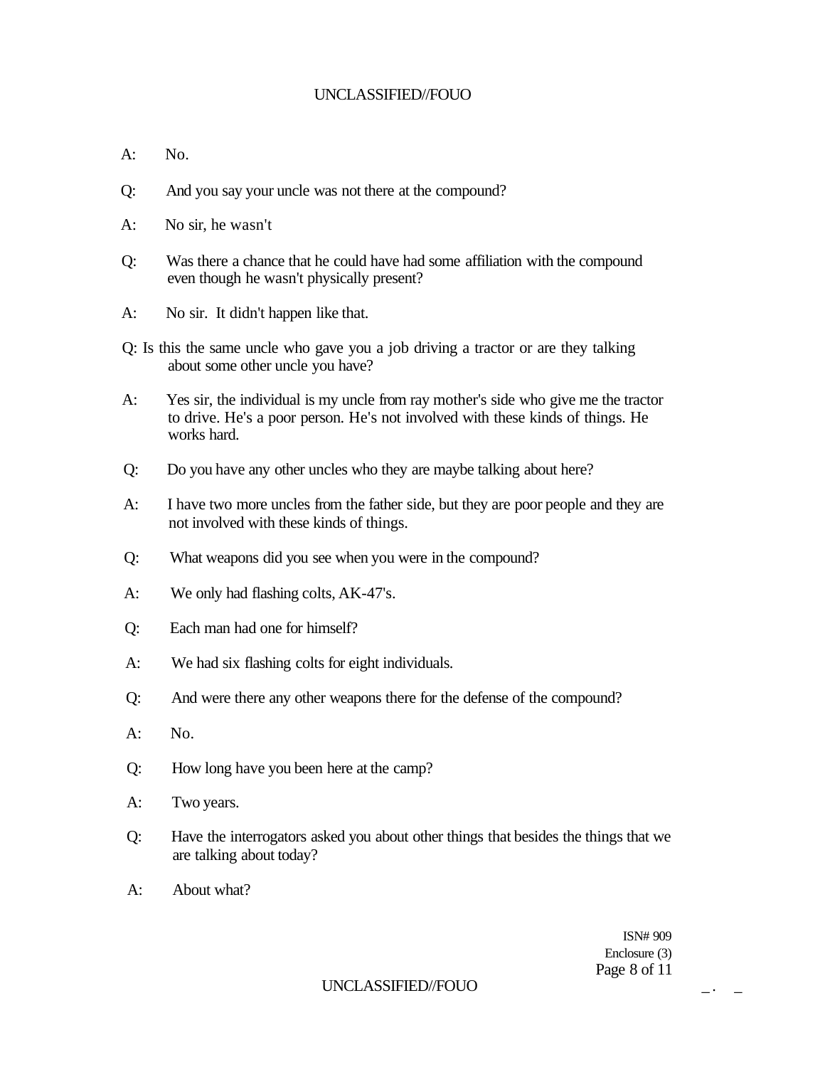A: No.

Q: And you say your uncle was not there at the compound?

A: No sir, he wasn't

Q: Was there a chance that he could have had some affiliation with the compound even though he wasn't physically present?

A: No sir. It didn't happen like that.

Q: Is this the same uncle who gave you a job driving a tractor or are they talking about some other uncle you have?

A: Yes sir, the individual is my uncle from ray mother's side who give me the tractor to drive. He's a poor person. He's not involved with these kinds of things. He works hard.

Q: Do you have any other uncles who they are maybe talking about here?

A: I have two more uncles from the father side, but they are poor people and they are not involved with these kinds of things.

Q: What weapons did you see when you were in the compound?

A: We only had flashing colts, AK-47's.

Q: Each man had one for himself?

A: We had six flashing colts for eight individuals.

Q: And were there any other weapons there for the defense of the compound?

A: No.

Q: How long have you been here at the camp?

A: Two years.

Q: Have the interrogators asked you about other things that besides the things that we are talking about today?

A: About what?

ISN# 909
Enclosure (3)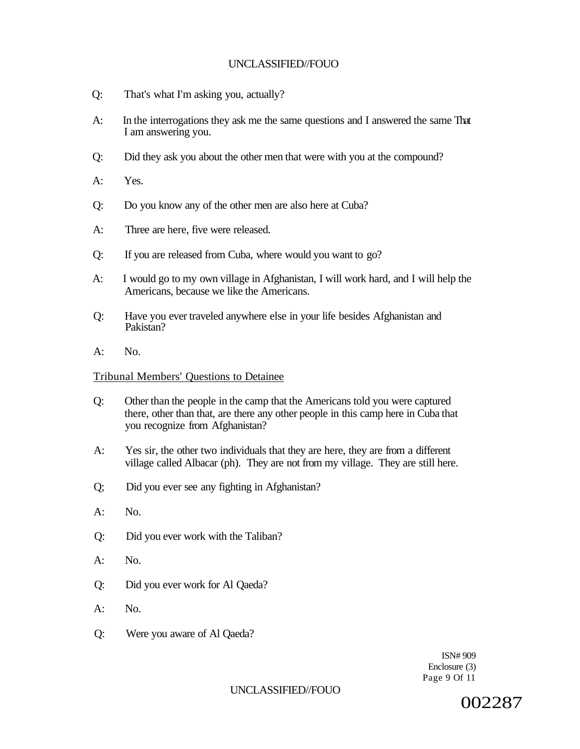Q: That's what I'm asking you, actually?

A: In the interrogations they ask me the same questions and I answered the same That I am answering you.

Q: Did they ask you about the other men that were with you at the compound?

A: Yes.

Q: Do you know any of the other men are also here at Cuba?

A: Three are here, five were released.

Q: If you are released from Cuba, where would you want to go?

A: I would go to my own village in Afghanistan, I will work hard, and I will help the Americans, because we like the Americans.

Q: Have you ever traveled anywhere else in your life besides Afghanistan and Pakistan?

A: No.

Tribunal Members' Questions to Detainee

Q: Other than the people in the camp that the Americans told you were captured there, other than that, are there any other people in this camp here in Cuba that you recognize from Afghanistan?

A: Yes sir, the other two individuals that they are here, they are from a different village called Albacar (ph). They are not from my village. They are still here.

Q; Did you ever see any fighting in Afghanistan?

A: No.

Q: Did you ever work with the Taliban?

A: No.

Q: Did you ever work for Al Qaeda?

A: No.

Q: Were you aware of Al Qaeda?

ISN# 909
Enclosure (3)

002287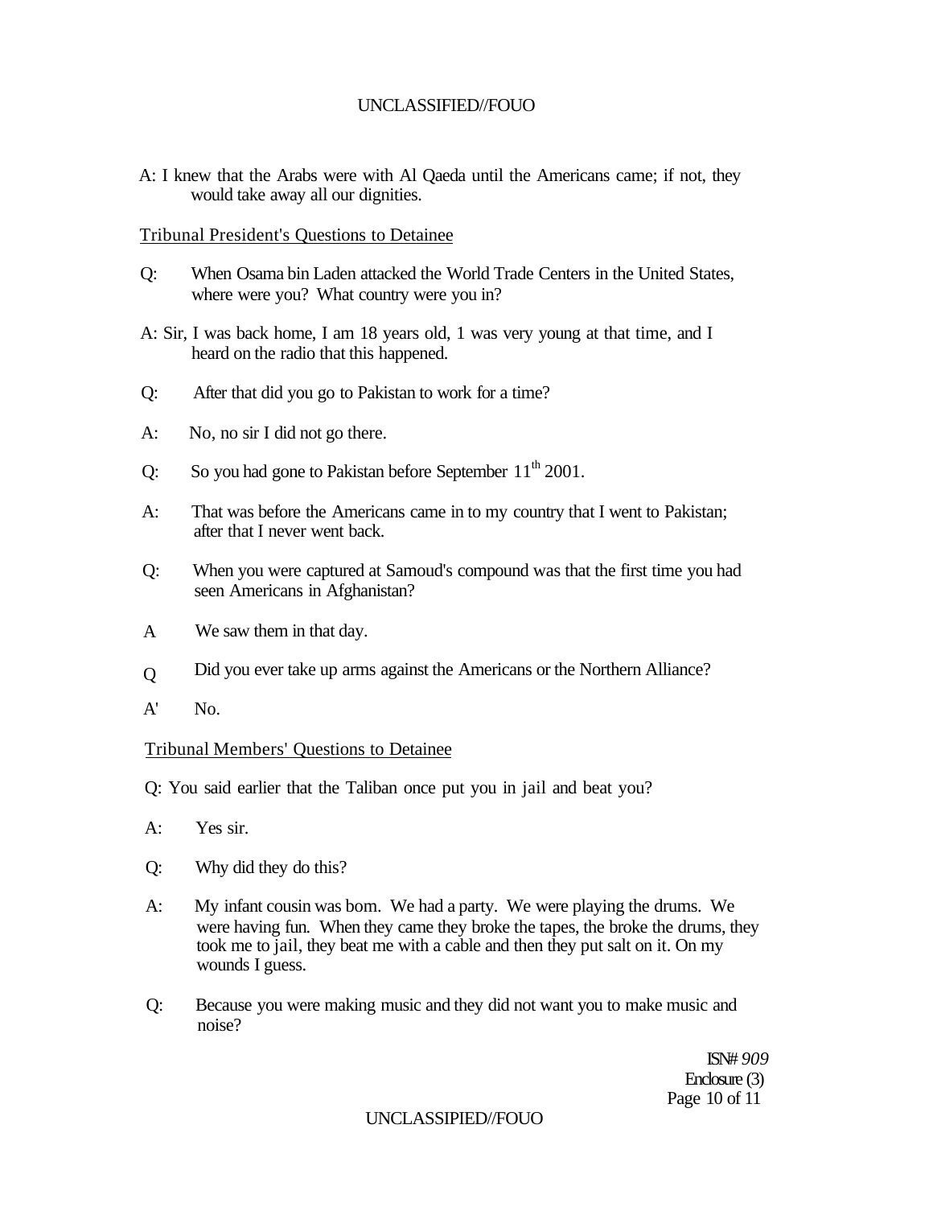A: I knew that the Arabs were with Al Qaeda until the Americans came; if not, they would take away all our dignities.

Tribunal President's Questions to Detainee

Q: When Osama bin Laden attacked the World Trade Centers in the United States, where were you? What country were you in?

A: Sir, I was back home, I am 18 years old, 1 was very young at that time, and I heard on the radio that this happened.

Q: After that did you go to Pakistan to work for a time?

A: No, no sir I did not go there.

Q: So you had gone to Pakistan before September 11th 2001.

A: That was before the Americans came in to my country that I went to Pakistan; after that I never went back.

Q: When you were captured at Samoud's compound was that the first time you had seen Americans in Afghanistan?

A We saw them in that day.

Q Did you ever take up arms against the Americans or the Northern Alliance?

A' No.

Tribunal Members' Questions to Detainee

Q: You said earlier that the Taliban once put you in jail and beat you?

A: Yes sir.

Q: Why did they do this?

A: My infant cousin was bom. We had a party. We were playing the drums. We were having fun. When they came they broke the tapes, the broke the drums, they took me to jail, they beat me with a cable and then they put salt on it. On my wounds I guess.

Q: Because you were making music and they did not want you to make music and noise?

ISN# 909
Enclosure (3)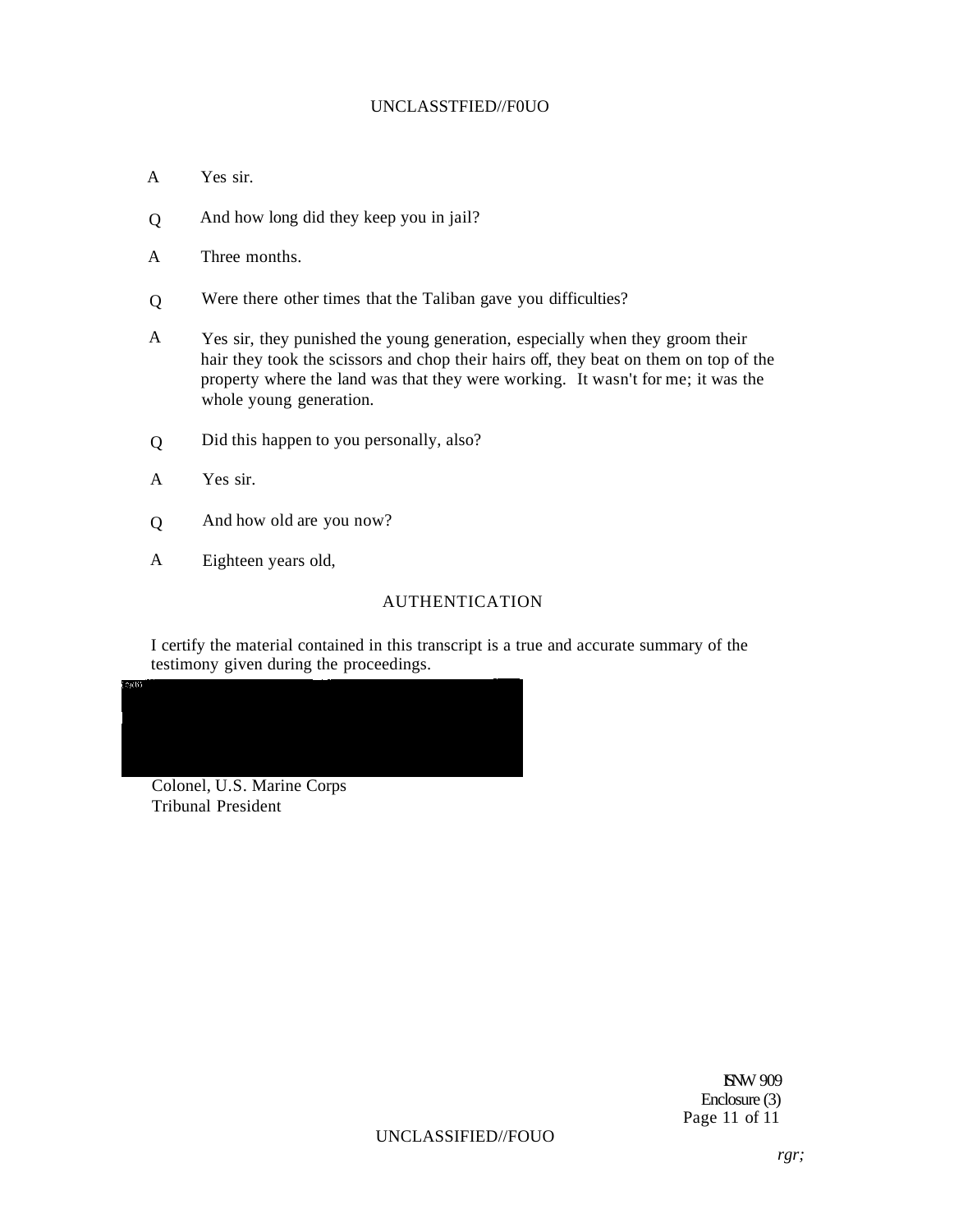A Yes sir.

Q And how long did they keep you in jail?

A Three months.

Q Were there other times that the Taliban gave you difficulties?

A Yes sir, they punished the young generation, especially when they groom their hair they took the scissors and chop their hairs off, they beat on them on top of the property where the land was that they were working. It wasn't for me; it was the whole young generation.

Q Did this happen to you personally, also?

A Yes sir.

Q And how old are you now?

A Eighteen years old,

## AUTHENTICATION

I certify the material contained in this transcript is a true and accurate summary of the testimony given during the proceedings.

Colonel, U.S. Marine Corps
Tribunal President

ISN# 909
Enclosure (3)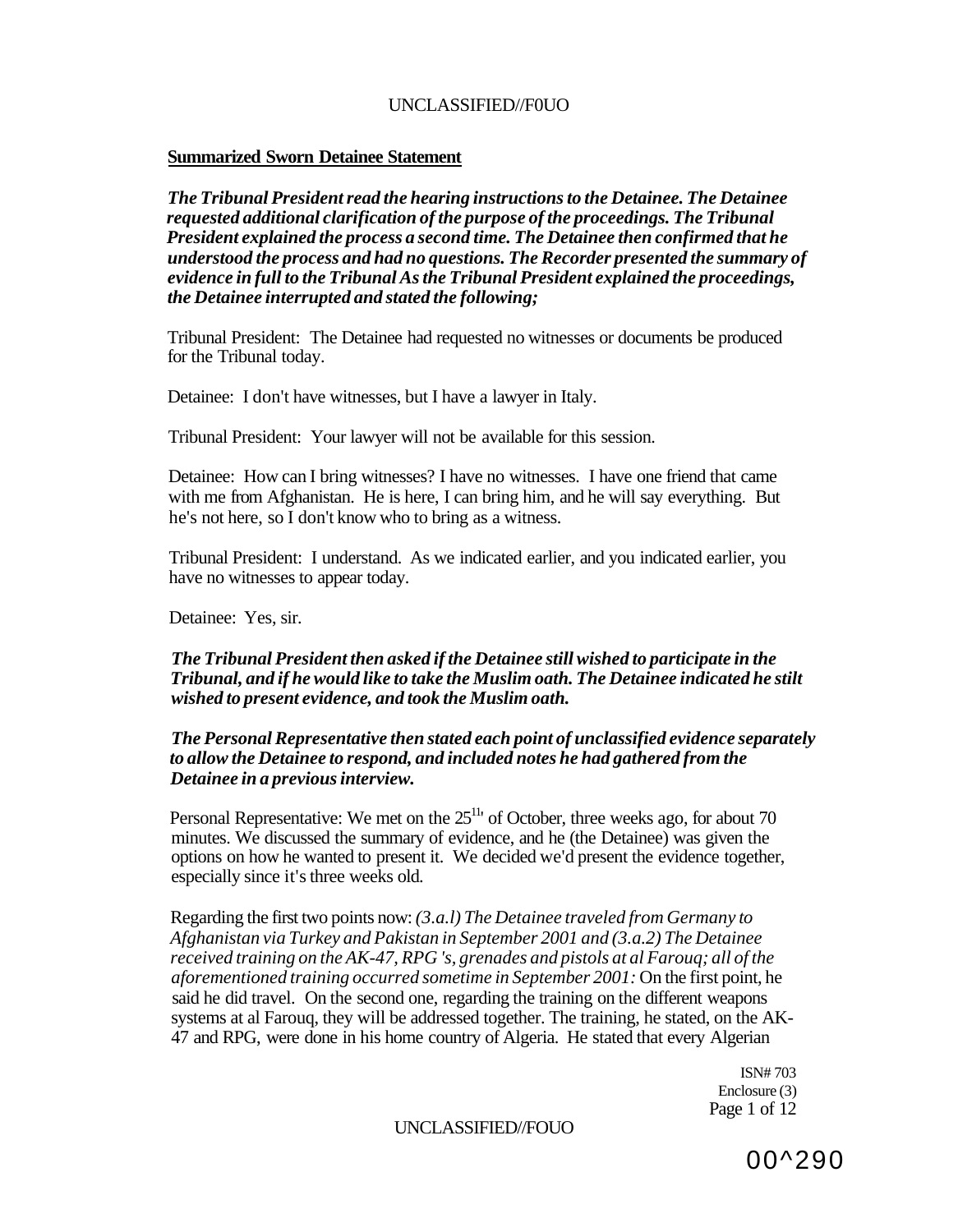**Summarized Sworn Detainee Statement**

***The Tribunal President read the hearing instructions to the Detainee. The Detainee requested additional clarification of the purpose of the proceedings. The Tribunal President explained the process a second time. The Detainee then confirmed that he understood the process and had no questions. The Recorder presented the summary of evidence in full to the Tribunal As the Tribunal President explained the proceedings, the Detainee interrupted and stated the following;***

Tribunal President: The Detainee had requested no witnesses or documents be produced for the Tribunal today.

Detainee: I don't have witnesses, but I have a lawyer in Italy.

Tribunal President: Your lawyer will not be available for this session.

Detainee: How can I bring witnesses? I have no witnesses. I have one friend that came with me from Afghanistan. He is here, I can bring him, and he will say everything. But he's not here, so I don't know who to bring as a witness.

Tribunal President: I understand. As we indicated earlier, and you indicated earlier, you have no witnesses to appear today.

Detainee: Yes, sir.

***The Tribunal President then asked if the Detainee still wished to participate in the Tribunal, and if he would like to take the Muslim oath. The Detainee indicated he stilt wished to present evidence, and took the Muslim oath.***

***The Personal Representative then stated each point of unclassified evidence separately to allow the Detainee to respond, and included notes he had gathered from the Detainee in a previous interview.***

Personal Representative: We met on the 25[th] of October, three weeks ago, for about 70 minutes. We discussed the summary of evidence, and he (the Detainee) was given the options on how he wanted to present it. We decided we'd present the evidence together, especially since it's three weeks old.

Regarding the first two points now: *(3.a.l) The Detainee traveled from Germany to Afghanistan via Turkey and Pakistan in September 2001 and (3.a.2) The Detainee received training on the AK-47, RPG 's, grenades and pistols at al Farouq; all of the aforementioned training occurred sometime in September 2001:* On the first point, he said he did travel. On the second one, regarding the training on the different weapons systems at al Farouq, they will be addressed together. The training, he stated, on the AK-47 and RPG, were done in his home country of Algeria. He stated that every Algerian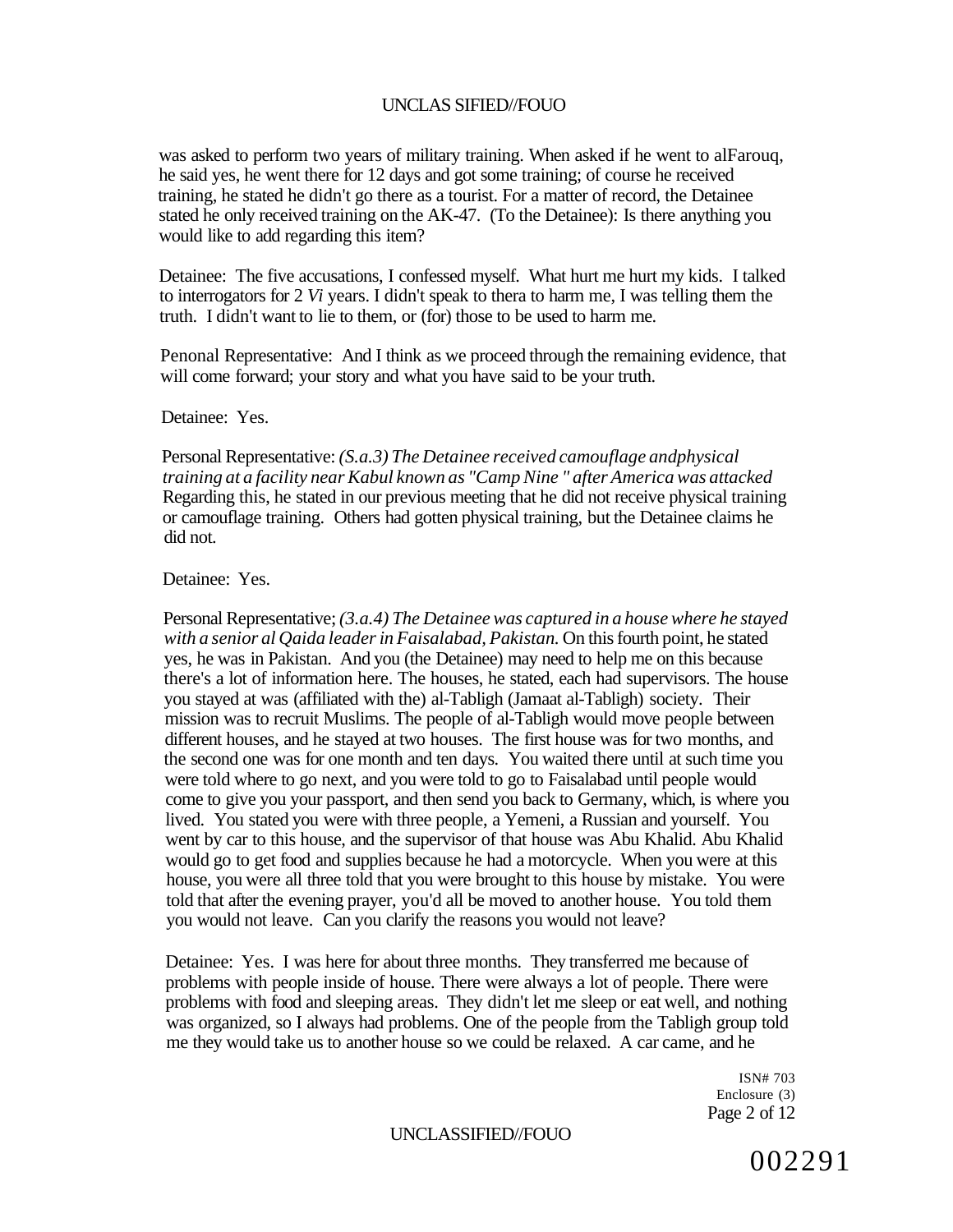was asked to perform two years of military training. When asked if he went to alFarouq, he said yes, he went there for 12 days and got some training; of course he received training, he stated he didn't go there as a tourist. For a matter of record, the Detainee stated he only received training on the AK-47. (To the Detainee): Is there anything you would like to add regarding this item?

Detainee: The five accusations, I confessed myself. What hurt me hurt my kids. I talked to interrogators for 2 *Vi* years. I didn't speak to thera to harm me, I was telling them the truth. I didn't want to lie to them, or (for) those to be used to harm me.

Penonal Representative: And I think as we proceed through the remaining evidence, that will come forward; your story and what you have said to be your truth.

Detainee: Yes.

Personal Representative: *(S.a.3) The Detainee received camouflage andphysical training at a facility near Kabul known as "Camp Nine " after America was attacked* Regarding this, he stated in our previous meeting that he did not receive physical training or camouflage training. Others had gotten physical training, but the Detainee claims he did not.

Detainee: Yes.

Personal Representative; *(3.a.4) The Detainee was captured in a house where he stayed with a senior al Qaida leader in Faisalabad, Pakistan.* On this fourth point, he stated yes, he was in Pakistan. And you (the Detainee) may need to help me on this because there's a lot of information here. The houses, he stated, each had supervisors. The house you stayed at was (affiliated with the) al-Tabligh (Jamaat al-Tabligh) society. Their mission was to recruit Muslims. The people of al-Tabligh would move people between different houses, and he stayed at two houses. The first house was for two months, and the second one was for one month and ten days. You waited there until at such time you were told where to go next, and you were told to go to Faisalabad until people would come to give you your passport, and then send you back to Germany, which, is where you lived. You stated you were with three people, a Yemeni, a Russian and yourself. You went by car to this house, and the supervisor of that house was Abu Khalid. Abu Khalid would go to get food and supplies because he had a motorcycle. When you were at this house, you were all three told that you were brought to this house by mistake. You were told that after the evening prayer, you'd all be moved to another house. You told them you would not leave. Can you clarify the reasons you would not leave?

Detainee: Yes. I was here for about three months. They transferred me because of problems with people inside of house. There were always a lot of people. There were problems with food and sleeping areas. They didn't let me sleep or eat well, and nothing was organized, so I always had problems. One of the people from the Tabligh group told me they would take us to another house so we could be relaxed. A car came, and he

ISN# 703
Enclosure (3)

002291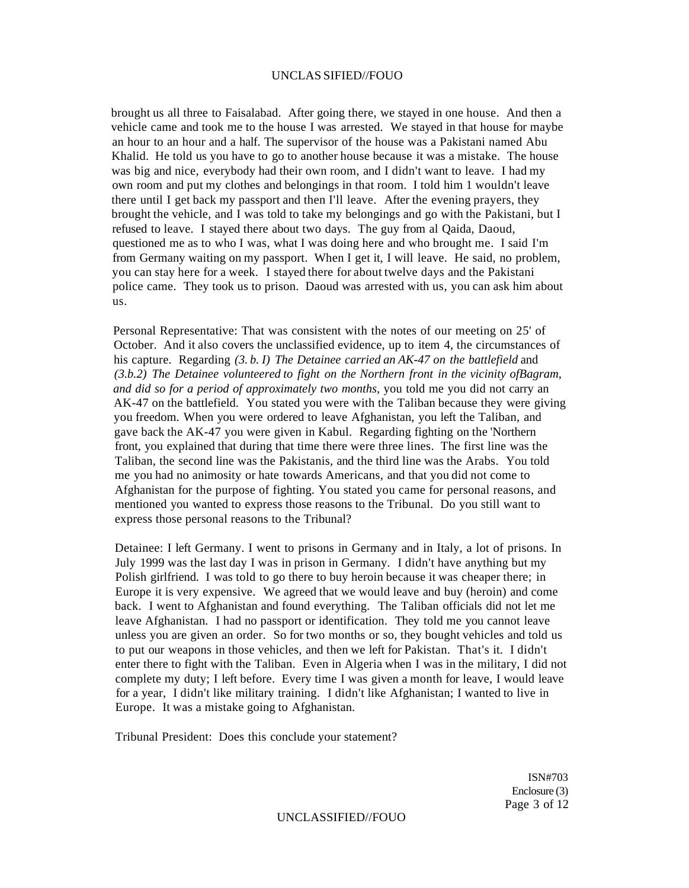brought us all three to Faisalabad. After going there, we stayed in one house. And then a vehicle came and took me to the house I was arrested. We stayed in that house for maybe an hour to an hour and a half. The supervisor of the house was a Pakistani named Abu Khalid. He told us you have to go to another house because it was a mistake. The house was big and nice, everybody had their own room, and I didn't want to leave. I had my own room and put my clothes and belongings in that room. I told him 1 wouldn't leave there until I get back my passport and then I'll leave. After the evening prayers, they brought the vehicle, and I was told to take my belongings and go with the Pakistani, but I refused to leave. I stayed there about two days. The guy from al Qaida, Daoud, questioned me as to who I was, what I was doing here and who brought me. I said I'm from Germany waiting on my passport. When I get it, I will leave. He said, no problem, you can stay here for a week. I stayed there for about twelve days and the Pakistani police came. They took us to prison. Daoud was arrested with us, you can ask him about us.

Personal Representative: That was consistent with the notes of our meeting on 25' of October. And it also covers the unclassified evidence, up to item 4, the circumstances of his capture. Regarding *(3. b. I) The Detainee carried an AK-47 on the battlefield* and *(3.b.2) The Detainee volunteered to fight on the Northern front in the vicinity ofBagram, and did so for a period of approximately two months,* you told me you did not carry an AK-47 on the battlefield. You stated you were with the Taliban because they were giving you freedom. When you were ordered to leave Afghanistan, you left the Taliban, and gave back the AK-47 you were given in Kabul. Regarding fighting on the 'Northern front, you explained that during that time there were three lines. The first line was the Taliban, the second line was the Pakistanis, and the third line was the Arabs. You told me you had no animosity or hate towards Americans, and that you did not come to Afghanistan for the purpose of fighting. You stated you came for personal reasons, and mentioned you wanted to express those reasons to the Tribunal. Do you still want to express those personal reasons to the Tribunal?

Detainee: I left Germany. I went to prisons in Germany and in Italy, a lot of prisons. In July 1999 was the last day I was in prison in Germany. I didn't have anything but my Polish girlfriend. I was told to go there to buy heroin because it was cheaper there; in Europe it is very expensive. We agreed that we would leave and buy (heroin) and come back. I went to Afghanistan and found everything. The Taliban officials did not let me leave Afghanistan. I had no passport or identification. They told me you cannot leave unless you are given an order. So for two months or so, they bought vehicles and told us to put our weapons in those vehicles, and then we left for Pakistan. That's it. I didn't enter there to fight with the Taliban. Even in Algeria when I was in the military, I did not complete my duty; I left before. Every time I was given a month for leave, I would leave for a year, I didn't like military training. I didn't like Afghanistan; I wanted to live in Europe. It was a mistake going to Afghanistan.

Tribunal President: Does this conclude your statement?

ISN#703
Enclosure (3)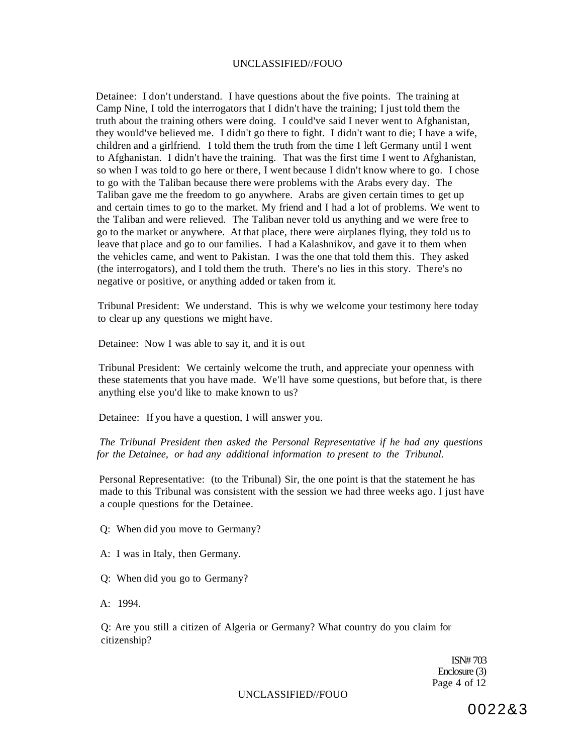Detainee: I don't understand. I have questions about the five points. The training at Camp Nine, I told the interrogators that I didn't have the training; I just told them the truth about the training others were doing. I could've said I never went to Afghanistan, they would've believed me. I didn't go there to fight. I didn't want to die; I have a wife, children and a girlfriend. I told them the truth from the time I left Germany until I went to Afghanistan. I didn't have the training. That was the first time I went to Afghanistan, so when I was told to go here or there, I went because I didn't know where to go. I chose to go with the Taliban because there were problems with the Arabs every day. The Taliban gave me the freedom to go anywhere. Arabs are given certain times to get up and certain times to go to the market. My friend and I had a lot of problems. We went to the Taliban and were relieved. The Taliban never told us anything and we were free to go to the market or anywhere. At that place, there were airplanes flying, they told us to leave that place and go to our families. I had a Kalashnikov, and gave it to them when the vehicles came, and went to Pakistan. I was the one that told them this. They asked (the interrogators), and I told them the truth. There's no lies in this story. There's no negative or positive, or anything added or taken from it.

Tribunal President: We understand. This is why we welcome your testimony here today to clear up any questions we might have.

Detainee: Now I was able to say it, and it is out

Tribunal President: We certainly welcome the truth, and appreciate your openness with these statements that you have made. We'll have some questions, but before that, is there anything else you'd like to make known to us?

Detainee: If you have a question, I will answer you.

*The Tribunal President then asked the Personal Representative if he had any questions for the Detainee, or had any additional information to present to the Tribunal.*

Personal Representative: (to the Tribunal) Sir, the one point is that the statement he has made to this Tribunal was consistent with the session we had three weeks ago. I just have a couple questions for the Detainee.

Q: When did you move to Germany?

A: I was in Italy, then Germany.

Q: When did you go to Germany?

A: 1994.

Q: Are you still a citizen of Algeria or Germany? What country do you claim for citizenship?

ISN# 703
Enclosure (3)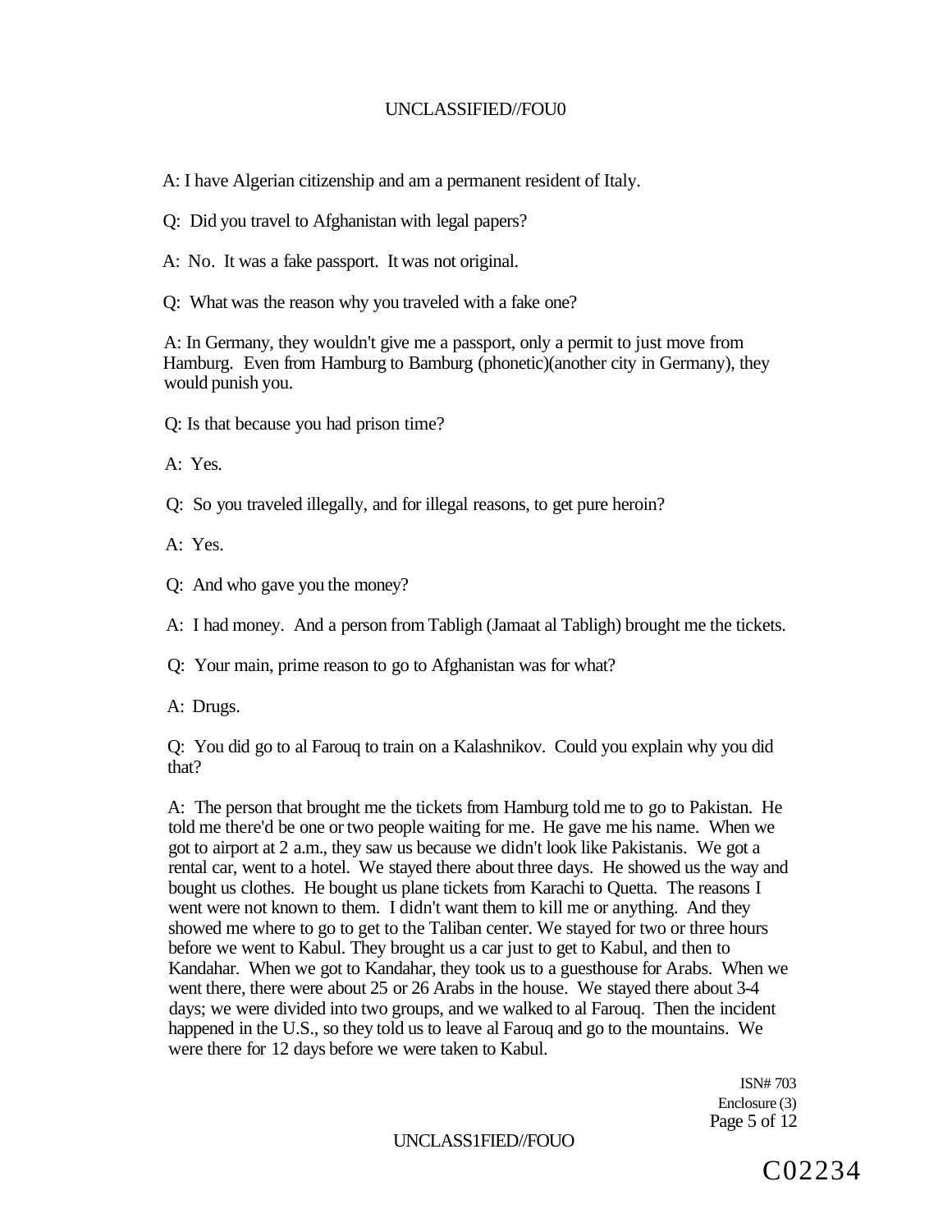A: I have Algerian citizenship and am a permanent resident of Italy.

Q: Did you travel to Afghanistan with legal papers?

A: No. It was a fake passport. It was not original.

Q: What was the reason why you traveled with a fake one?

A: In Germany, they wouldn't give me a passport, only a permit to just move from Hamburg. Even from Hamburg to Bamburg (phonetic)(another city in Germany), they would punish you.

Q: Is that because you had prison time?

A: Yes.

Q: So you traveled illegally, and for illegal reasons, to get pure heroin?

A: Yes.

Q: And who gave you the money?

A: I had money. And a person from Tabligh (Jamaat al Tabligh) brought me the tickets.

Q: Your main, prime reason to go to Afghanistan was for what?

A: Drugs.

Q: You did go to al Farouq to train on a Kalashnikov. Could you explain why you did that?

A: The person that brought me the tickets from Hamburg told me to go to Pakistan. He told me there'd be one or two people waiting for me. He gave me his name. When we got to airport at 2 a.m., they saw us because we didn't look like Pakistanis. We got a rental car, went to a hotel. We stayed there about three days. He showed us the way and bought us clothes. He bought us plane tickets from Karachi to Quetta. The reasons I went were not known to them. I didn't want them to kill me or anything. And they showed me where to go to get to the Taliban center. We stayed for two or three hours before we went to Kabul. They brought us a car just to get to Kabul, and then to Kandahar. When we got to Kandahar, they took us to a guesthouse for Arabs. When we went there, there were about 25 or 26 Arabs in the house. We stayed there about 3-4 days; we were divided into two groups, and we walked to al Farouq. Then the incident happened in the U.S., so they told us to leave al Farouq and go to the mountains. We were there for 12 days before we were taken to Kabul.

ISN# 703
Enclosure (3)

C02234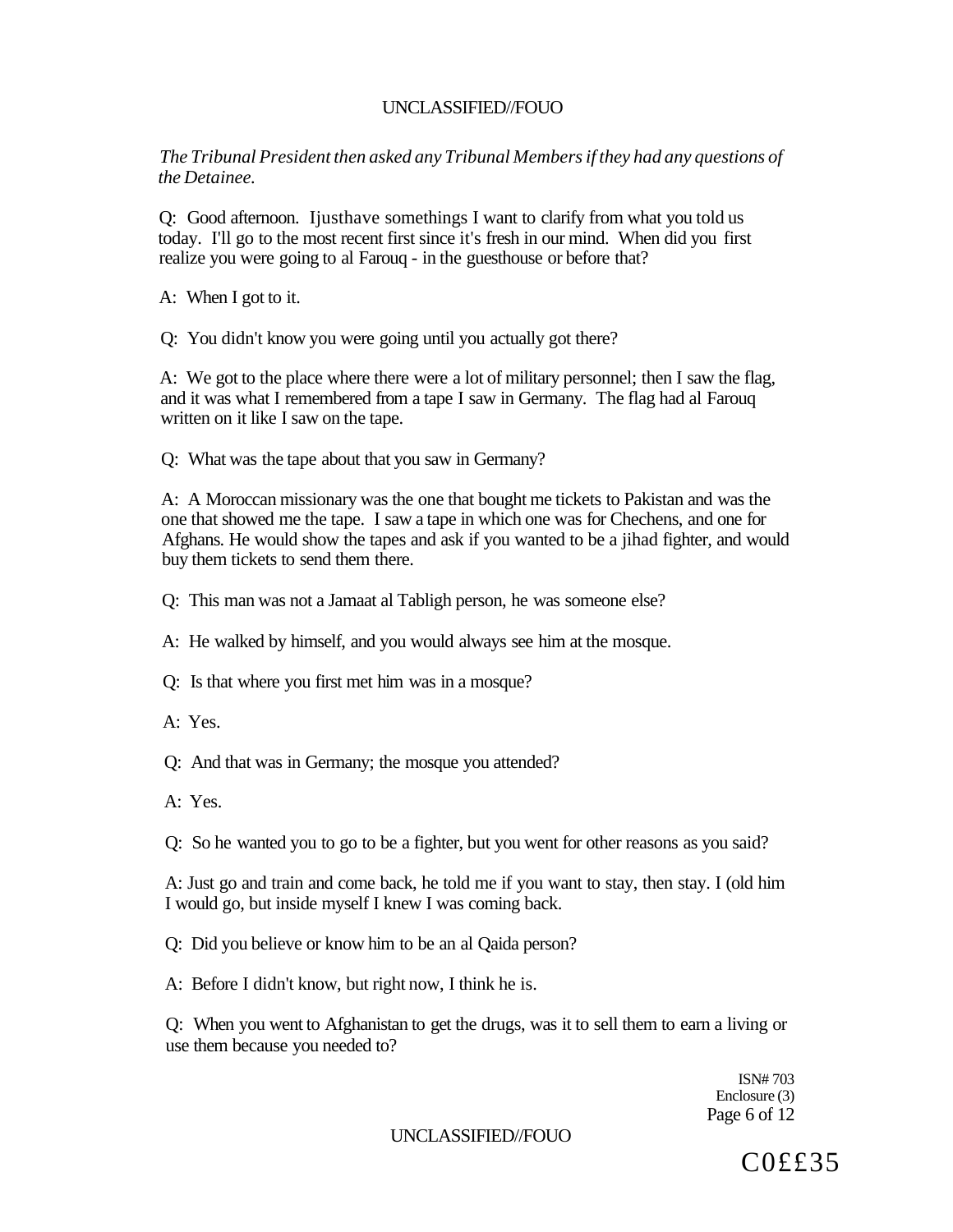*The Tribunal President then asked any Tribunal Members if they had any questions of the Detainee.*

Q: Good afternoon. Ijusthave somethings I want to clarify from what you told us today. I'll go to the most recent first since it's fresh in our mind. When did you first realize you were going to al Farouq - in the guesthouse or before that?

A: When I got to it.

Q: You didn't know you were going until you actually got there?

A: We got to the place where there were a lot of military personnel; then I saw the flag, and it was what I remembered from a tape I saw in Germany. The flag had al Farouq written on it like I saw on the tape.

Q: What was the tape about that you saw in Germany?

A: A Moroccan missionary was the one that bought me tickets to Pakistan and was the one that showed me the tape. I saw a tape in which one was for Chechens, and one for Afghans. He would show the tapes and ask if you wanted to be a jihad fighter, and would buy them tickets to send them there.

Q: This man was not a Jamaat al Tabligh person, he was someone else?

A: He walked by himself, and you would always see him at the mosque.

Q: Is that where you first met him was in a mosque?

A: Yes.

Q: And that was in Germany; the mosque you attended?

A: Yes.

Q: So he wanted you to go to be a fighter, but you went for other reasons as you said?

A: Just go and train and come back, he told me if you want to stay, then stay. I (old him I would go, but inside myself I knew I was coming back.

Q: Did you believe or know him to be an al Qaida person?

A: Before I didn't know, but right now, I think he is.

Q: When you went to Afghanistan to get the drugs, was it to sell them to earn a living or use them because you needed to?

ISN# 703
Enclosure (3)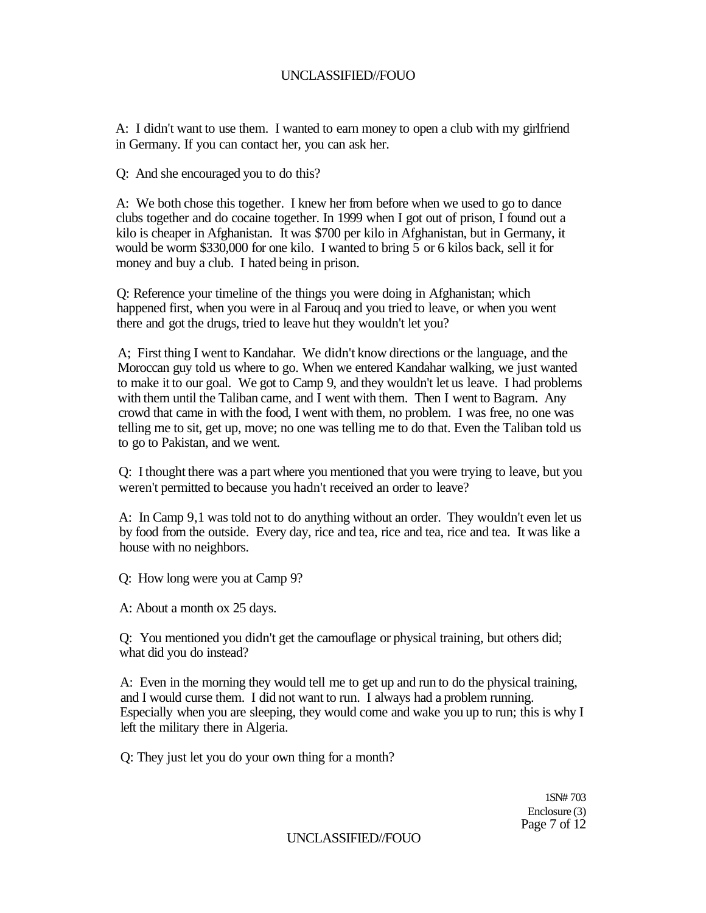A: I didn't want to use them. I wanted to earn money to open a club with my girlfriend in Germany. If you can contact her, you can ask her.

Q: And she encouraged you to do this?

A: We both chose this together. I knew her from before when we used to go to dance clubs together and do cocaine together. In 1999 when I got out of prison, I found out a kilo is cheaper in Afghanistan. It was $700 per kilo in Afghanistan, but in Germany, it would be worm $330,000 for one kilo. I wanted to bring 5 or 6 kilos back, sell it for money and buy a club. I hated being in prison.

Q: Reference your timeline of the things you were doing in Afghanistan; which happened first, when you were in al Farouq and you tried to leave, or when you went there and got the drugs, tried to leave hut they wouldn't let you?

A; First thing I went to Kandahar. We didn't know directions or the language, and the Moroccan guy told us where to go. When we entered Kandahar walking, we just wanted to make it to our goal. We got to Camp 9, and they wouldn't let us leave. I had problems with them until the Taliban came, and I went with them. Then I went to Bagram. Any crowd that came in with the food, I went with them, no problem. I was free, no one was telling me to sit, get up, move; no one was telling me to do that. Even the Taliban told us to go to Pakistan, and we went.

Q: I thought there was a part where you mentioned that you were trying to leave, but you weren't permitted to because you hadn't received an order to leave?

A: In Camp 9,1 was told not to do anything without an order. They wouldn't even let us by food from the outside. Every day, rice and tea, rice and tea, rice and tea. It was like a house with no neighbors.

Q: How long were you at Camp 9?

A: About a month ox 25 days.

Q: You mentioned you didn't get the camouflage or physical training, but others did; what did you do instead?

A: Even in the morning they would tell me to get up and run to do the physical training, and I would curse them. I did not want to run. I always had a problem running. Especially when you are sleeping, they would come and wake you up to run; this is why I left the military there in Algeria.

Q: They just let you do your own thing for a month?

1SN# 703
Enclosure (3)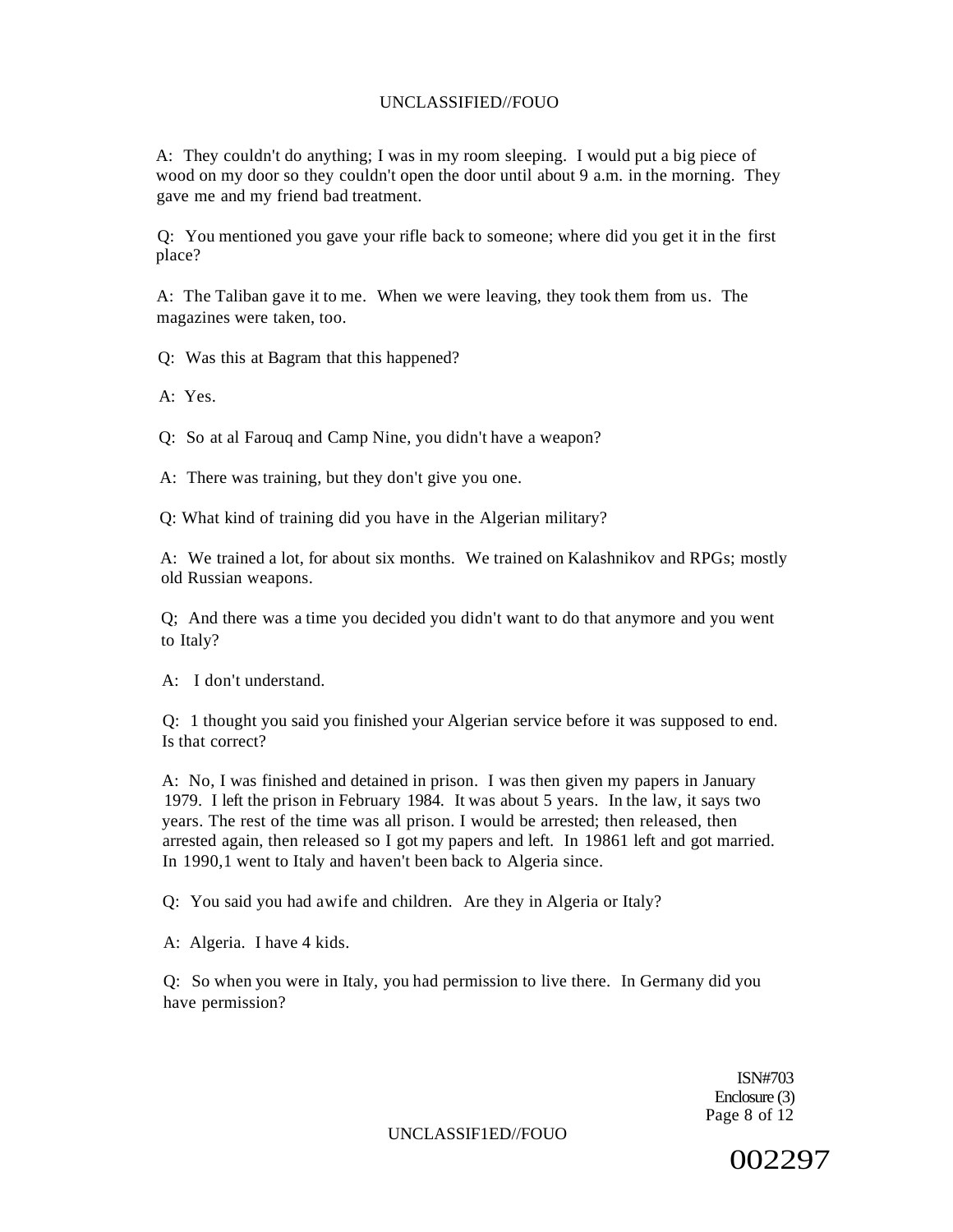A: They couldn't do anything; I was in my room sleeping. I would put a big piece of wood on my door so they couldn't open the door until about 9 a.m. in the morning. They gave me and my friend bad treatment.

Q: You mentioned you gave your rifle back to someone; where did you get it in the first place?

A: The Taliban gave it to me. When we were leaving, they took them from us. The magazines were taken, too.

Q: Was this at Bagram that this happened?

A: Yes.

Q: So at al Farouq and Camp Nine, you didn't have a weapon?

A: There was training, but they don't give you one.

Q: What kind of training did you have in the Algerian military?

A: We trained a lot, for about six months. We trained on Kalashnikov and RPGs; mostly old Russian weapons.

Q; And there was a time you decided you didn't want to do that anymore and you went to Italy?

A: I don't understand.

Q: 1 thought you said you finished your Algerian service before it was supposed to end. Is that correct?

A: No, I was finished and detained in prison. I was then given my papers in January 1979. I left the prison in February 1984. It was about 5 years. In the law, it says two years. The rest of the time was all prison. I would be arrested; then released, then arrested again, then released so I got my papers and left. In 19861 left and got married. In 1990,1 went to Italy and haven't been back to Algeria since.

Q: You said you had awife and children. Are they in Algeria or Italy?

A: Algeria. I have 4 kids.

Q: So when you were in Italy, you had permission to live there. In Germany did you have permission?

ISN#703
Enclosure (3)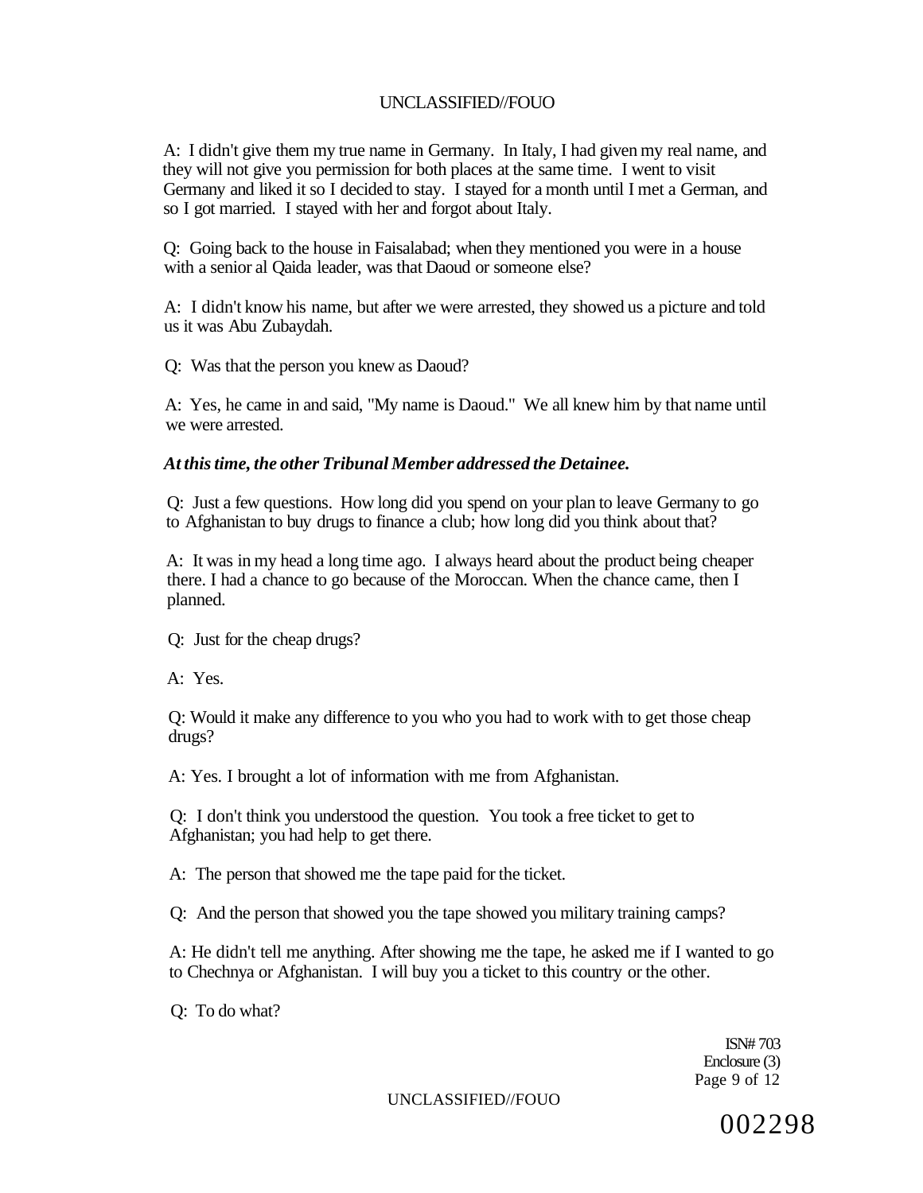A: I didn't give them my true name in Germany. In Italy, I had given my real name, and they will not give you permission for both places at the same time. I went to visit Germany and liked it so I decided to stay. I stayed for a month until I met a German, and so I got married. I stayed with her and forgot about Italy.

Q: Going back to the house in Faisalabad; when they mentioned you were in a house with a senior al Qaida leader, was that Daoud or someone else?

A: I didn't know his name, but after we were arrested, they showed us a picture and told us it was Abu Zubaydah.

Q: Was that the person you knew as Daoud?

A: Yes, he came in and said, "My name is Daoud." We all knew him by that name until we were arrested.

***At this time, the other Tribunal Member addressed the Detainee.***

Q: Just a few questions. How long did you spend on your plan to leave Germany to go to Afghanistan to buy drugs to finance a club; how long did you think about that?

A: It was in my head a long time ago. I always heard about the product being cheaper there. I had a chance to go because of the Moroccan. When the chance came, then I planned.

Q: Just for the cheap drugs?

A: Yes.

Q: Would it make any difference to you who you had to work with to get those cheap drugs?

A: Yes. I brought a lot of information with me from Afghanistan.

Q: I don't think you understood the question. You took a free ticket to get to Afghanistan; you had help to get there.

A: The person that showed me the tape paid for the ticket.

Q: And the person that showed you the tape showed you military training camps?

A: He didn't tell me anything. After showing me the tape, he asked me if I wanted to go to Chechnya or Afghanistan. I will buy you a ticket to this country or the other.

Q: To do what?

ISN# 703
Enclosure (3)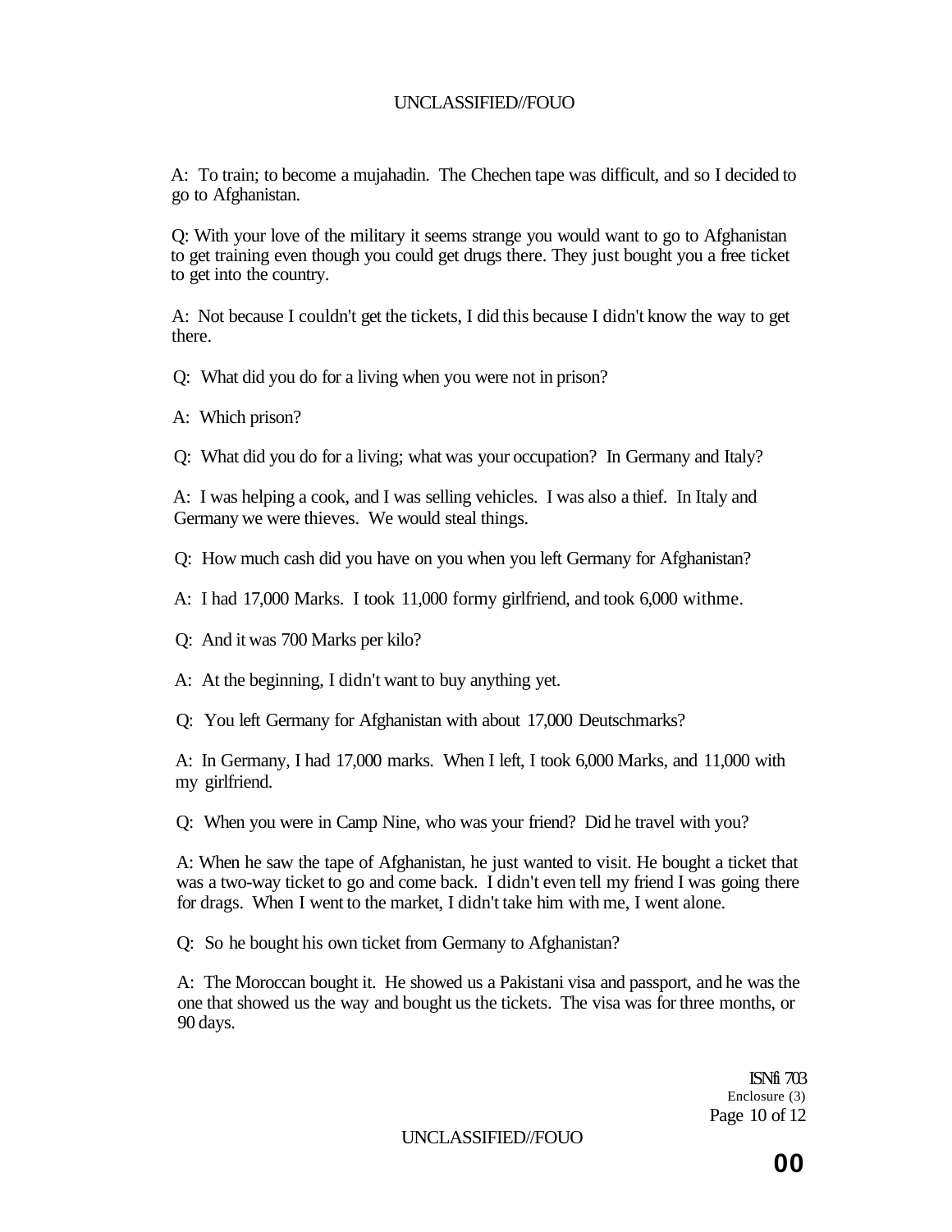A: To train; to become a mujahadin. The Chechen tape was difficult, and so I decided to go to Afghanistan.

Q: With your love of the military it seems strange you would want to go to Afghanistan to get training even though you could get drugs there. They just bought you a free ticket to get into the country.

A: Not because I couldn't get the tickets, I did this because I didn't know the way to get there.

Q: What did you do for a living when you were not in prison?

A: Which prison?

Q: What did you do for a living; what was your occupation? In Germany and Italy?

A: I was helping a cook, and I was selling vehicles. I was also a thief. In Italy and Germany we were thieves. We would steal things.

Q: How much cash did you have on you when you left Germany for Afghanistan?

A: I had 17,000 Marks. I took 11,000 formy girlfriend, and took 6,000 withme.

Q: And it was 700 Marks per kilo?

A: At the beginning, I didn't want to buy anything yet.

Q: You left Germany for Afghanistan with about 17,000 Deutschmarks?

A: In Germany, I had 17,000 marks. When I left, I took 6,000 Marks, and 11,000 with my girlfriend.

Q: When you were in Camp Nine, who was your friend? Did he travel with you?

A: When he saw the tape of Afghanistan, he just wanted to visit. He bought a ticket that was a two-way ticket to go and come back. I didn't even tell my friend I was going there for drags. When I went to the market, I didn't take him with me, I went alone.

Q: So he bought his own ticket from Germany to Afghanistan?

A: The Moroccan bought it. He showed us a Pakistani visa and passport, and he was the one that showed us the way and bought us the tickets. The visa was for three months, or 90 days.

ISNfi 703
Enclosure (3)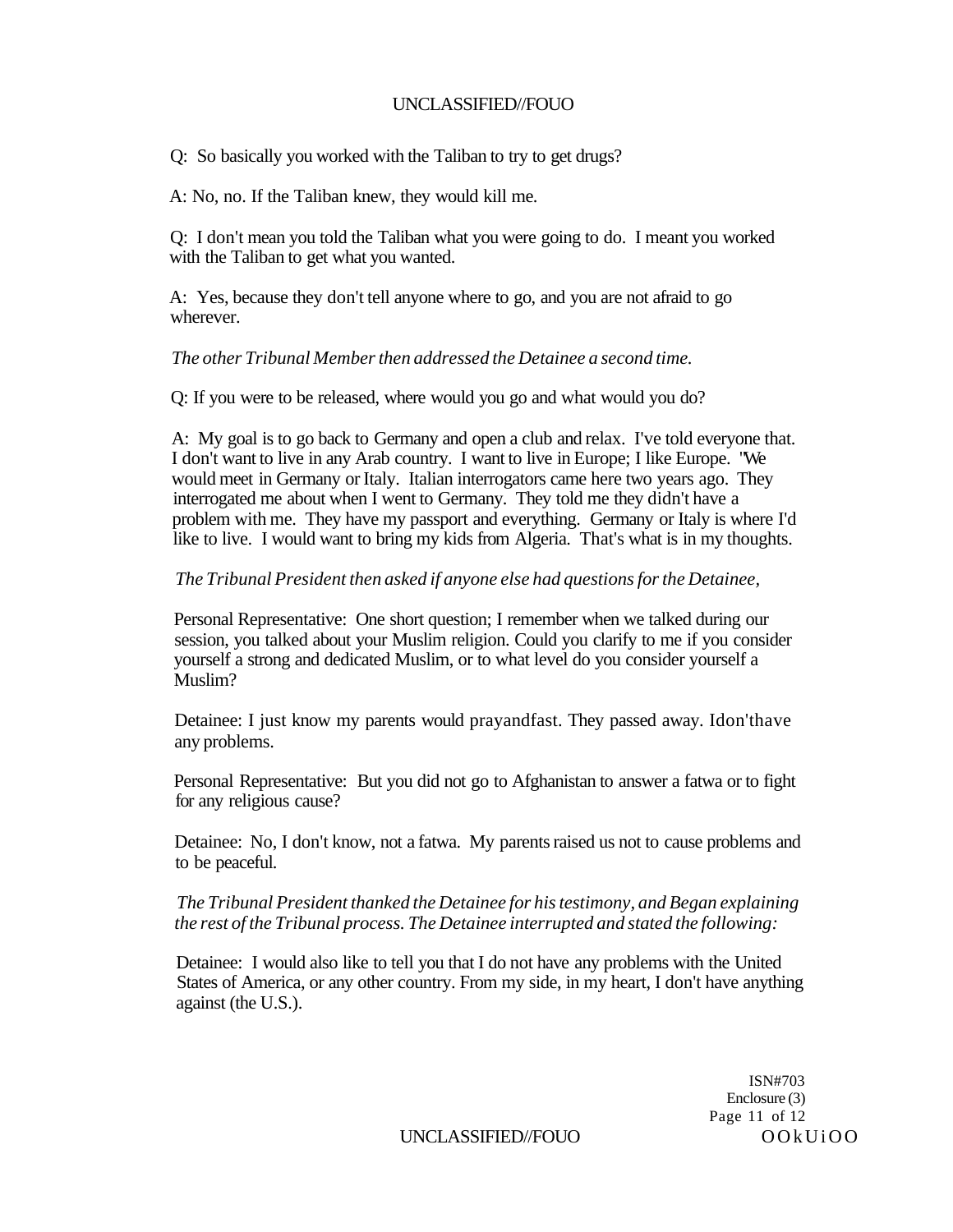Q: So basically you worked with the Taliban to try to get drugs?

A: No, no. If the Taliban knew, they would kill me.

Q: I don't mean you told the Taliban what you were going to do. I meant you worked with the Taliban to get what you wanted.

A: Yes, because they don't tell anyone where to go, and you are not afraid to go wherever.

*The other Tribunal Member then addressed the Detainee a second time.*

Q: If you were to be released, where would you go and what would you do?

A: My goal is to go back to Germany and open a club and relax. I've told everyone that. I don't want to live in any Arab country. I want to live in Europe; I like Europe. "We would meet in Germany or Italy. Italian interrogators came here two years ago. They interrogated me about when I went to Germany. They told me they didn't have a problem with me. They have my passport and everything. Germany or Italy is where I'd like to live. I would want to bring my kids from Algeria. That's what is in my thoughts.

*The Tribunal President then asked if anyone else had questions for the Detainee,*

Personal Representative: One short question; I remember when we talked during our session, you talked about your Muslim religion. Could you clarify to me if you consider yourself a strong and dedicated Muslim, or to what level do you consider yourself a Muslim?

Detainee: I just know my parents would prayandfast. They passed away. Idon'thave any problems.

Personal Representative: But you did not go to Afghanistan to answer a fatwa or to fight for any religious cause?

Detainee: No, I don't know, not a fatwa. My parents raised us not to cause problems and to be peaceful.

*The Tribunal President thanked the Detainee for his testimony, and Began explaining the rest of the Tribunal process. The Detainee interrupted and stated the following:*

Detainee: I would also like to tell you that I do not have any problems with the United States of America, or any other country. From my side, in my heart, I don't have anything against (the U.S.).

ISN#703
Enclosure (3)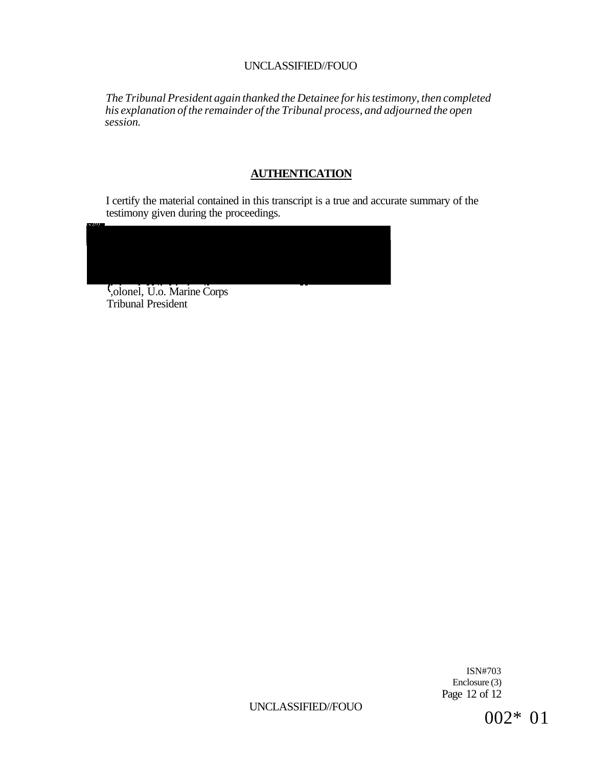*The Tribunal President again thanked the Detainee for his testimony, then completed his explanation of the remainder of the Tribunal process, and adjourned the open session.*

## **AUTHENTICATION**

I certify the material contained in this transcript is a true and accurate summary of the testimony given during the proceedings.

Colonel, U.o. Marine Corps
Tribunal President

ISN#703
Enclosure (3)
Page 12 of 12

002* 01